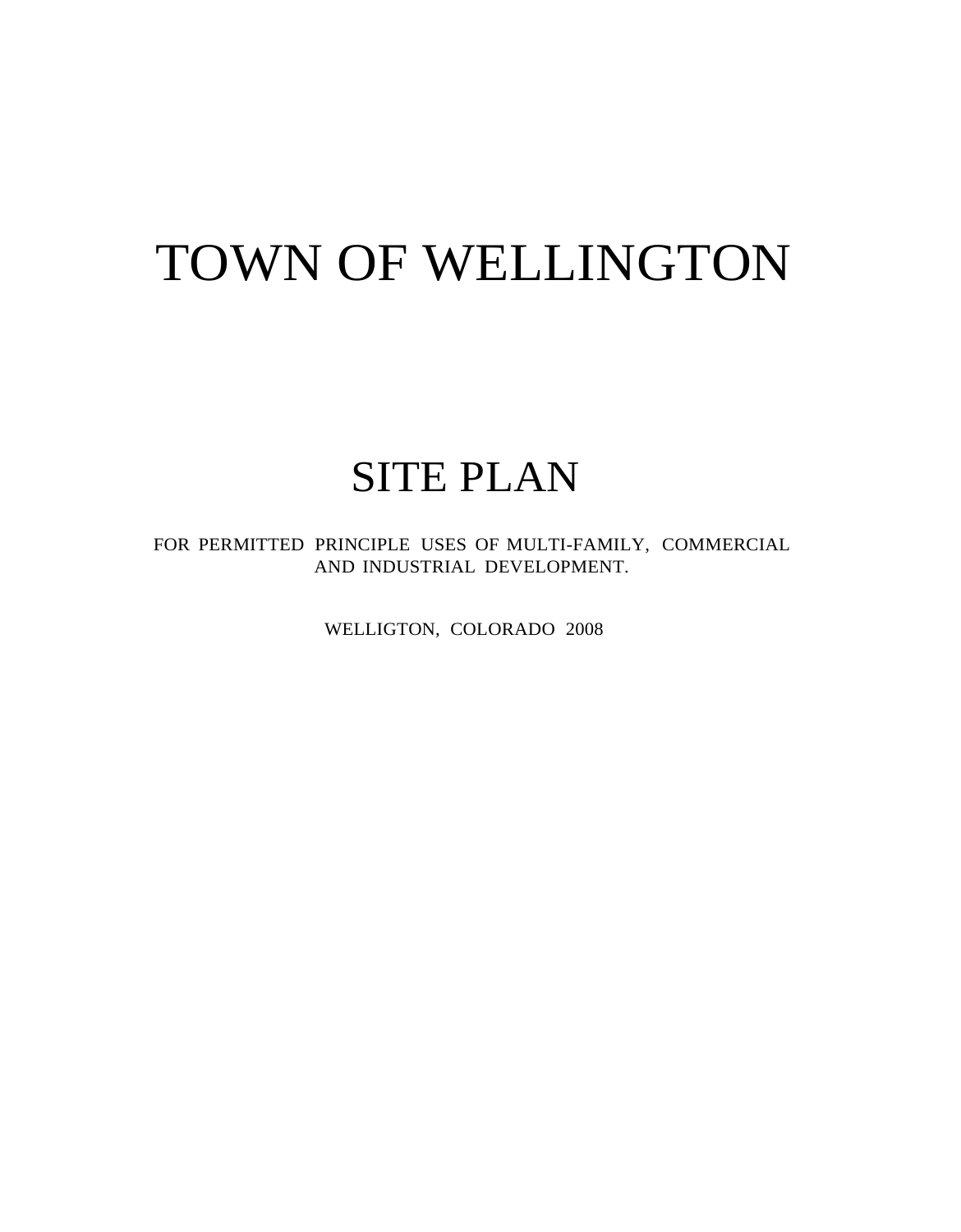# TOWN OF WELLINGTON

## SITE PLAN

FOR PERMITTED PRINCIPLE USES OF MULTI-FAMILY, COMMERCIAL AND INDUSTRIAL DEVELOPMENT.

WELLIGTON, COLORADO 2008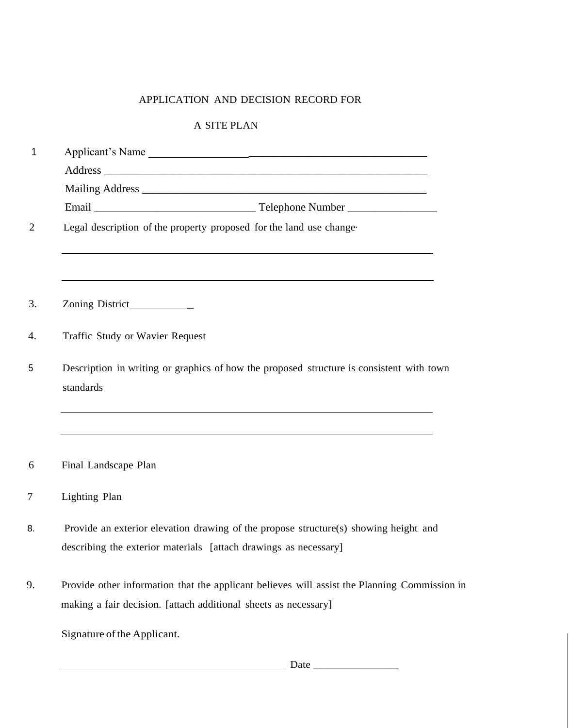APPLICATION AND DECISION RECORD FOR

A SITE PLAN

1 Applicant's Name ______________________________________________

Address ___________________________________________________________

Mailing Address ____________________________________________________

Email ____________________________ Telephone Number ________________

2 Legal description of the property proposed for the land use change·

___________________________________________________________________

___________________________________________________________________

3. Zoning District___________

4. Traffic Study or Wavier Request

5 Description in writing or graphics of how the proposed structure is consistent with town standards

___________________________________________________________________

___________________________________________________________________

6 Final Landscape Plan

7 Lighting Plan

8. Provide an exterior elevation drawing of the propose structure(s) showing height and describing the exterior materials [attach drawings as necessary]

9. Provide other information that the applicant believes will assist the Planning Commission in making a fair decision. [attach additional sheets as necessary]

Signature of the Applicant.

___________________________________________ Date ________________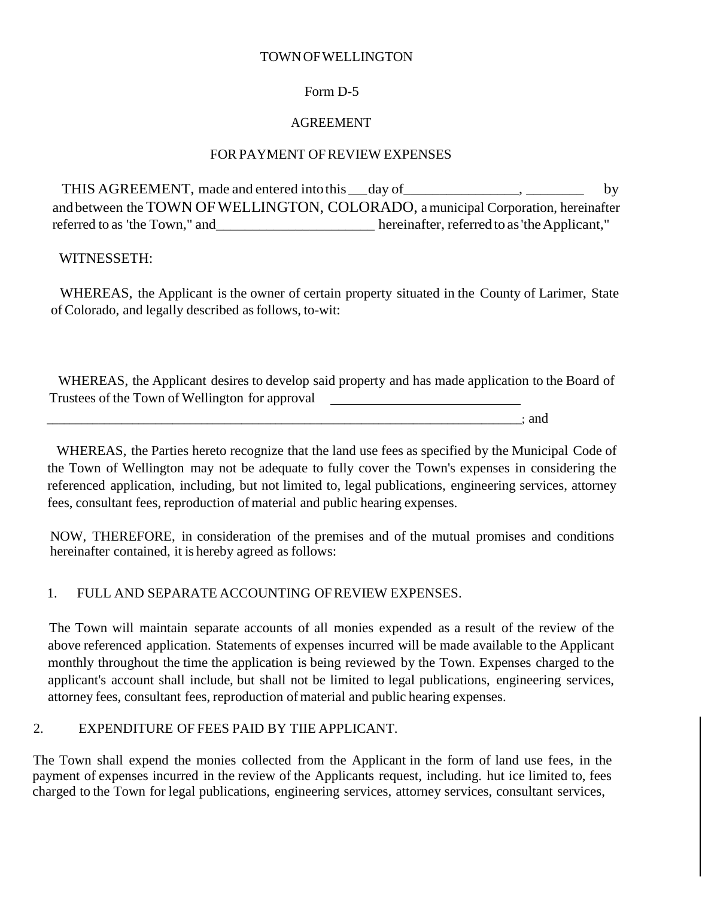TOWN OF WELLINGTON

Form D-5

AGREEMENT

FOR PAYMENT OF REVIEW EXPENSES

THIS AGREEMENT, made and entered into this ___ day of________________, ________ by and between the TOWN OF WELLINGTON, COLORADO, a municipal Corporation, hereinafter referred to as 'the Town," and______________________ hereinafter, referred to as 'the Applicant,"

WITNESSETH:

WHEREAS, the Applicant is the owner of certain property situated in the County of Larimer, State of Colorado, and legally described as follows, to-wit:

WHEREAS, the Applicant desires to develop said property and has made application to the Board of Trustees of the Town of Wellington for approval ____________________________

______________________________________________________________________; and

WHEREAS, the Parties hereto recognize that the land use fees as specified by the Municipal Code of the Town of Wellington may not be adequate to fully cover the Town's expenses in considering the referenced application, including, but not limited to, legal publications, engineering services, attorney fees, consultant fees, reproduction of material and public hearing expenses.

NOW, THEREFORE, in consideration of the premises and of the mutual promises and conditions hereinafter contained, it is hereby agreed as follows:

1. FULL AND SEPARATE ACCOUNTING OF REVIEW EXPENSES.

The Town will maintain separate accounts of all monies expended as a result of the review of the above referenced application. Statements of expenses incurred will be made available to the Applicant monthly throughout the time the application is being reviewed by the Town. Expenses charged to the applicant's account shall include, but shall not be limited to legal publications, engineering services, attorney fees, consultant fees, reproduction of material and public hearing expenses.

2. EXPENDITURE OF FEES PAID BY TIIE APPLICANT.

The Town shall expend the monies collected from the Applicant in the form of land use fees, in the payment of expenses incurred in the review of the Applicants request, including. hut ice limited to, fees charged to the Town for legal publications, engineering services, attorney services, consultant services,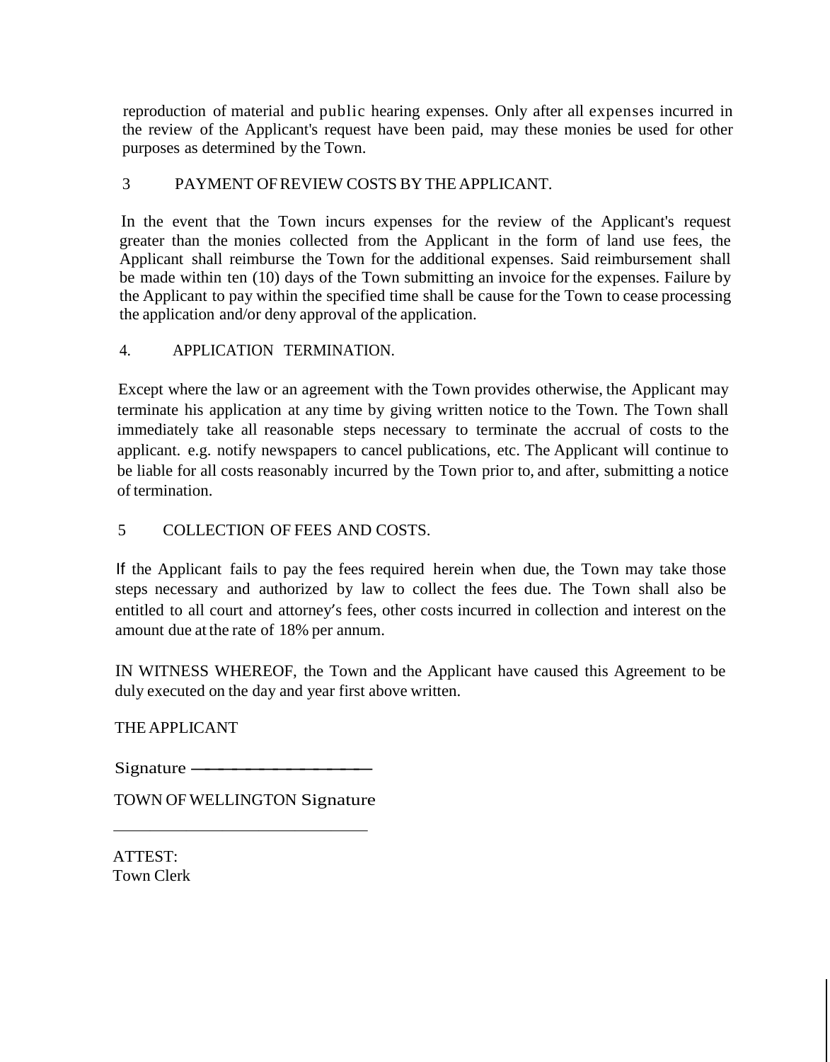reproduction of material and public hearing expenses. Only after all expenses incurred in the review of the Applicant's request have been paid, may these monies be used for other purposes as determined by the Town.

### 3 PAYMENT OF REVIEW COSTS BY THE APPLICANT.

In the event that the Town incurs expenses for the review of the Applicant's request greater than the monies collected from the Applicant in the form of land use fees, the Applicant shall reimburse the Town for the additional expenses. Said reimbursement shall be made within ten (10) days of the Town submitting an invoice for the expenses. Failure by the Applicant to pay within the specified time shall be cause for the Town to cease processing the application and/or deny approval of the application.

### 4. APPLICATION TERMINATION.

Except where the law or an agreement with the Town provides otherwise, the Applicant may terminate his application at any time by giving written notice to the Town. The Town shall immediately take all reasonable steps necessary to terminate the accrual of costs to the applicant. e.g. notify newspapers to cancel publications, etc. The Applicant will continue to be liable for all costs reasonably incurred by the Town prior to, and after, submitting a notice of termination.

### 5 COLLECTION OF FEES AND COSTS.

If the Applicant fails to pay the fees required herein when due, the Town may take those steps necessary and authorized by law to collect the fees due. The Town shall also be entitled to all court and attorney's fees, other costs incurred in collection and interest on the amount due at the rate of 18% per annum.

IN WITNESS WHEREOF, the Town and the Applicant have caused this Agreement to be duly executed on the day and year first above written.

THE APPLICANT

Signature ________________

TOWN OF WELLINGTON Signature

________________________________

ATTEST:
Town Clerk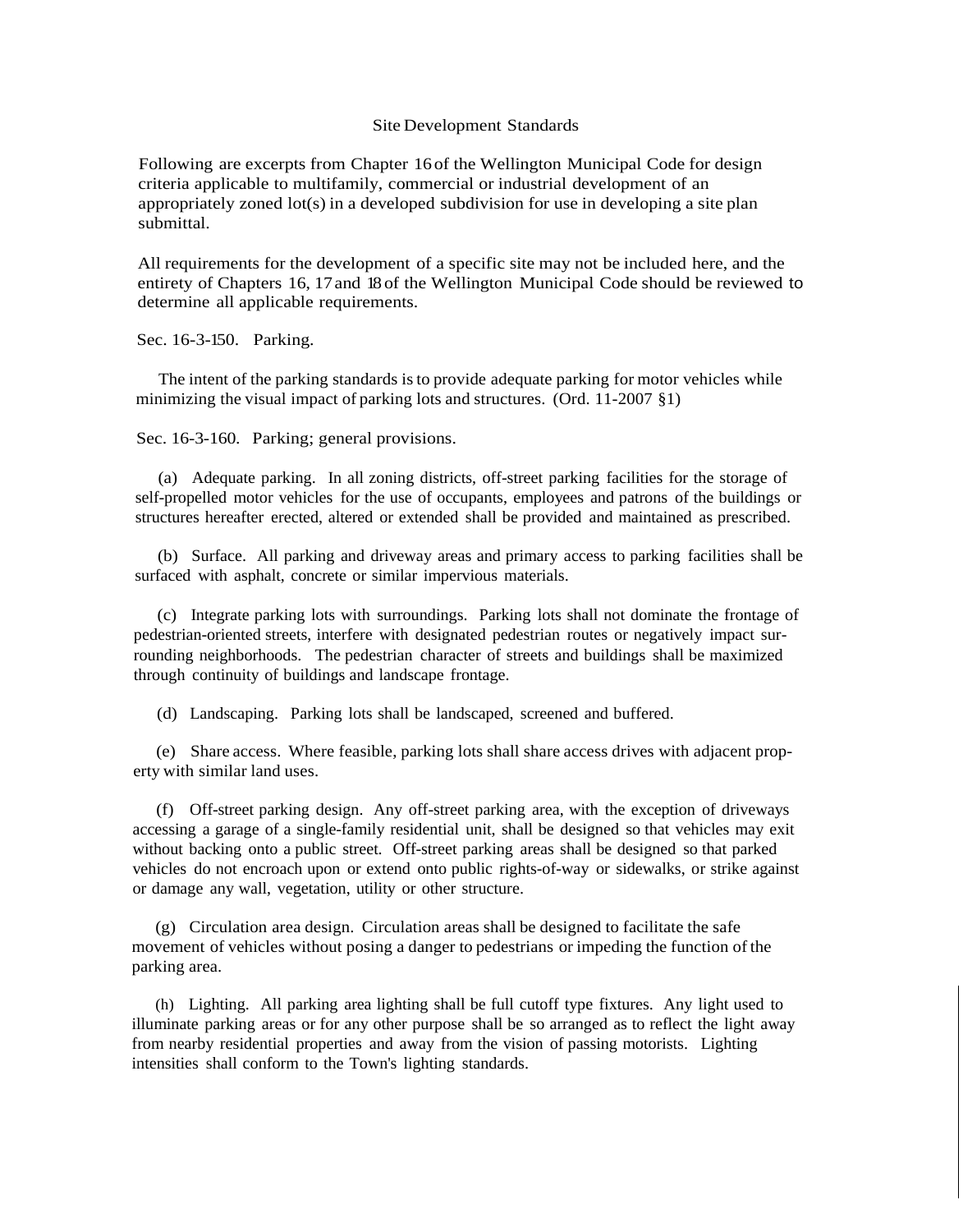# Site Development Standards

Following are excerpts from Chapter 16 of the Wellington Municipal Code for design criteria applicable to multifamily, commercial or industrial development of an appropriately zoned lot(s) in a developed subdivision for use in developing a site plan submittal.

All requirements for the development of a specific site may not be included here, and the entirety of Chapters 16, 17 and 18 of the Wellington Municipal Code should be reviewed to determine all applicable requirements.

## Sec. 16-3-150. Parking.

The intent of the parking standards is to provide adequate parking for motor vehicles while minimizing the visual impact of parking lots and structures. (Ord. 11-2007 §1)

## Sec. 16-3-160. Parking; general provisions.

(a) Adequate parking. In all zoning districts, off-street parking facilities for the storage of self-propelled motor vehicles for the use of occupants, employees and patrons of the buildings or structures hereafter erected, altered or extended shall be provided and maintained as prescribed.

(b) Surface. All parking and driveway areas and primary access to parking facilities shall be surfaced with asphalt, concrete or similar impervious materials.

(c) Integrate parking lots with surroundings. Parking lots shall not dominate the frontage of pedestrian-oriented streets, interfere with designated pedestrian routes or negatively impact surrounding neighborhoods. The pedestrian character of streets and buildings shall be maximized through continuity of buildings and landscape frontage.

(d) Landscaping. Parking lots shall be landscaped, screened and buffered.

(e) Share access. Where feasible, parking lots shall share access drives with adjacent property with similar land uses.

(f) Off-street parking design. Any off-street parking area, with the exception of driveways accessing a garage of a single-family residential unit, shall be designed so that vehicles may exit without backing onto a public street. Off-street parking areas shall be designed so that parked vehicles do not encroach upon or extend onto public rights-of-way or sidewalks, or strike against or damage any wall, vegetation, utility or other structure.

(g) Circulation area design. Circulation areas shall be designed to facilitate the safe movement of vehicles without posing a danger to pedestrians or impeding the function of the parking area.

(h) Lighting. All parking area lighting shall be full cutoff type fixtures. Any light used to illuminate parking areas or for any other purpose shall be so arranged as to reflect the light away from nearby residential properties and away from the vision of passing motorists. Lighting intensities shall conform to the Town's lighting standards.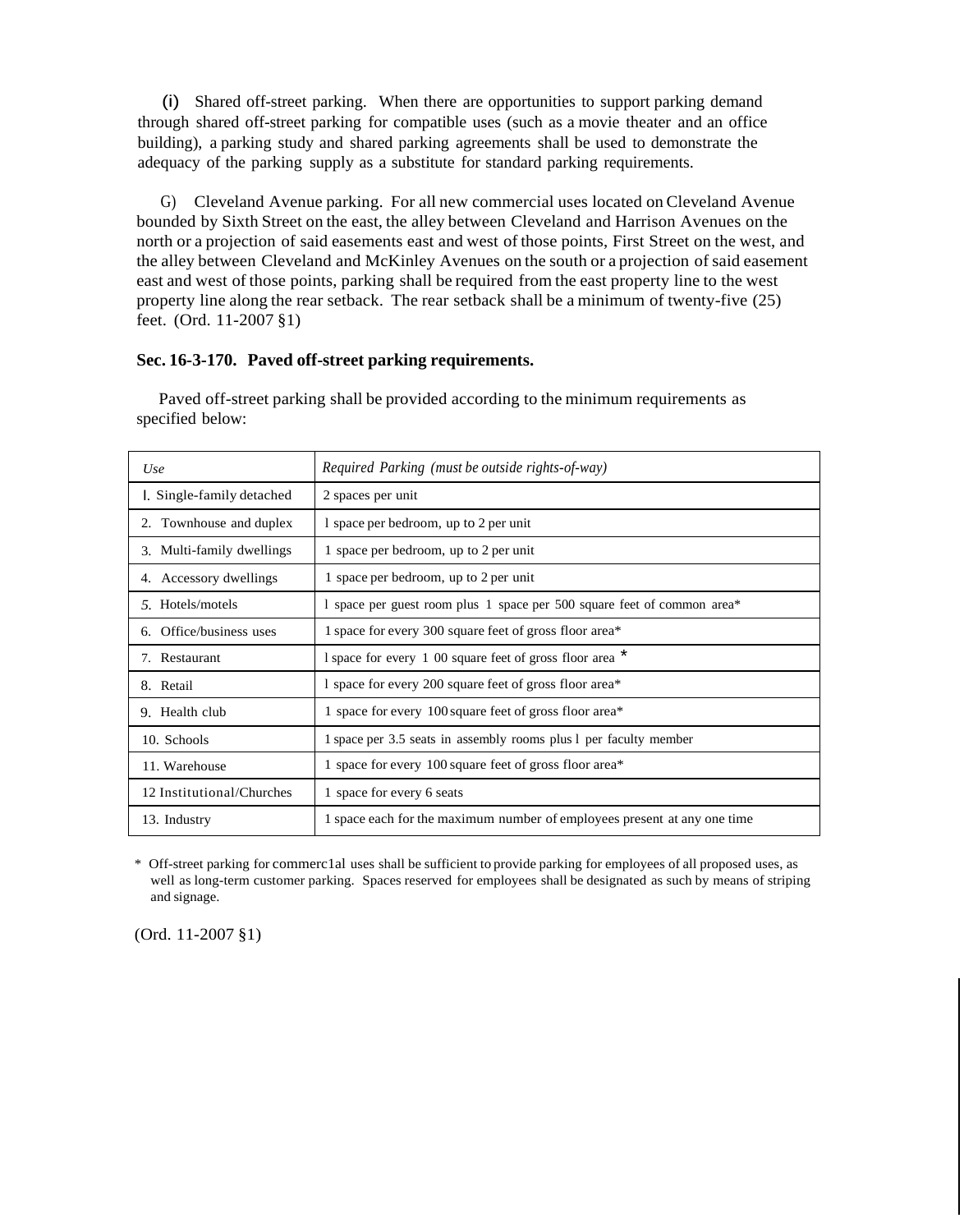(i) Shared off-street parking. When there are opportunities to support parking demand through shared off-street parking for compatible uses (such as a movie theater and an office building), a parking study and shared parking agreements shall be used to demonstrate the adequacy of the parking supply as a substitute for standard parking requirements.

G) Cleveland Avenue parking. For all new commercial uses located on Cleveland Avenue bounded by Sixth Street on the east, the alley between Cleveland and Harrison Avenues on the north or a projection of said easements east and west of those points, First Street on the west, and the alley between Cleveland and McKinley Avenues on the south or a projection of said easement east and west of those points, parking shall be required from the east property line to the west property line along the rear setback. The rear setback shall be a minimum of twenty-five (25) feet. (Ord. 11-2007 §1)

**Sec. 16-3-170. Paved off-street parking requirements.**

Paved off-street parking shall be provided according to the minimum requirements as specified below:

| *Use* | *Required Parking (must be outside rights-of-way)* |
|---|---|
| l. Single-family detached | 2 spaces per unit |
| 2. Townhouse and duplex | l space per bedroom, up to 2 per unit |
| 3. Multi-family dwellings | 1 space per bedroom, up to 2 per unit |
| 4. Accessory dwellings | 1 space per bedroom, up to 2 per unit |
| 5. Hotels/motels | l space per guest room plus 1 space per 500 square feet of common area* |
| 6. Office/business uses | 1 space for every 300 square feet of gross floor area* |
| 7. Restaurant | l space for every 1 00 square feet of gross floor area * |
| 8. Retail | l space for every 200 square feet of gross floor area* |
| 9. Health club | 1 space for every 100 square feet of gross floor area* |
| 10. Schools | 1 space per 3.5 seats in assembly rooms plus l per faculty member |
| 11. Warehouse | 1 space for every 100 square feet of gross floor area* |
| 12 Institutional/Churches | 1 space for every 6 seats |
| 13. Industry | 1 space each for the maximum number of employees present at any one time |

\* Off-street parking for commerc1al uses shall be sufficient to provide parking for employees of all proposed uses, as well as long-term customer parking. Spaces reserved for employees shall be designated as such by means of striping and signage.

(Ord. 11-2007 §1)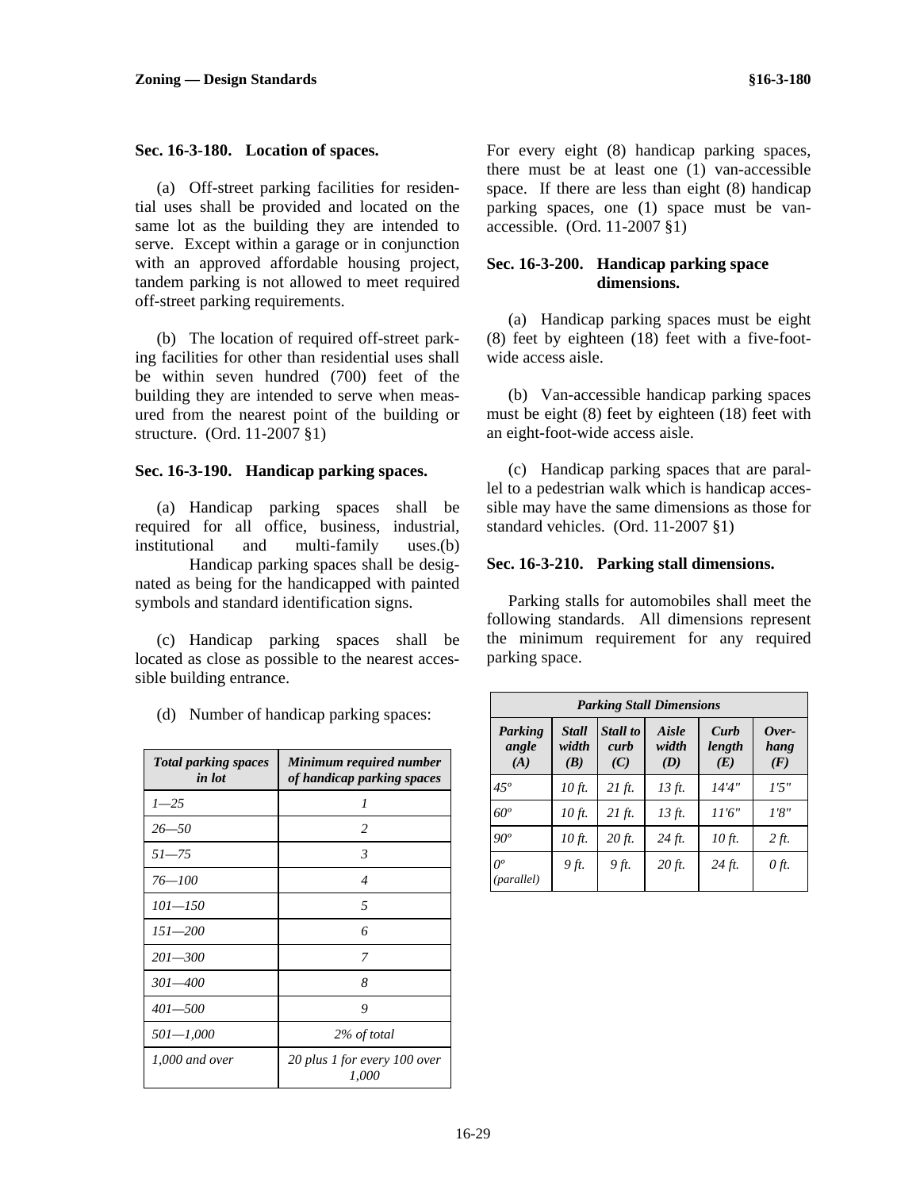### Sec. 16-3-180. Location of spaces.

(a) Off-street parking facilities for residential uses shall be provided and located on the same lot as the building they are intended to serve. Except within a garage or in conjunction with an approved affordable housing project, tandem parking is not allowed to meet required off-street parking requirements.

(b) The location of required off-street parking facilities for other than residential uses shall be within seven hundred (700) feet of the building they are intended to serve when measured from the nearest point of the building or structure. (Ord. 11-2007 §1)

### Sec. 16-3-190. Handicap parking spaces.

(a) Handicap parking spaces shall be required for all office, business, industrial, institutional and multi-family uses.(b) Handicap parking spaces shall be designated as being for the handicapped with painted symbols and standard identification signs.

(c) Handicap parking spaces shall be located as close as possible to the nearest accessible building entrance.

(d) Number of handicap parking spaces:

| *Total parking spaces in lot* | *Minimum required number of handicap parking spaces* |
|---|---|
| *1—25* | *1* |
| *26—50* | *2* |
| *51—75* | *3* |
| *76—100* | *4* |
| *101—150* | *5* |
| *151—200* | *6* |
| *201—300* | *7* |
| *301—400* | *8* |
| *401—500* | *9* |
| *501—1,000* | *2% of total* |
| *1,000 and over* | *20 plus 1 for every 100 over 1,000* |

For every eight (8) handicap parking spaces, there must be at least one (1) van-accessible space. If there are less than eight (8) handicap parking spaces, one (1) space must be van-accessible. (Ord. 11-2007 §1)

### Sec. 16-3-200. Handicap parking space dimensions.

(a) Handicap parking spaces must be eight (8) feet by eighteen (18) feet with a five-foot-wide access aisle.

(b) Van-accessible handicap parking spaces must be eight (8) feet by eighteen (18) feet with an eight-foot-wide access aisle.

(c) Handicap parking spaces that are parallel to a pedestrian walk which is handicap accessible may have the same dimensions as those for standard vehicles. (Ord. 11-2007 §1)

### Sec. 16-3-210. Parking stall dimensions.

Parking stalls for automobiles shall meet the following standards. All dimensions represent the minimum requirement for any required parking space.

| *Parking Stall Dimensions* | | | | | |
|---|---|---|---|---|---|
| ***Parking angle (A)*** | ***Stall width (B)*** | ***Stall to curb (C)*** | ***Aisle width (D)*** | ***Curb length (E)*** | ***Over-hang (F)*** |
| *45º* | *10 ft.* | *21 ft.* | *13 ft.* | *14'4"* | *1'5"* |
| *60º* | *10 ft.* | *21 ft.* | *13 ft.* | *11'6"* | *1'8"* |
| *90º* | *10 ft.* | *20 ft.* | *24 ft.* | *10 ft.* | *2 ft.* |
| *0º (parallel)* | *9 ft.* | *9 ft.* | *20 ft.* | *24 ft.* | *0 ft.* |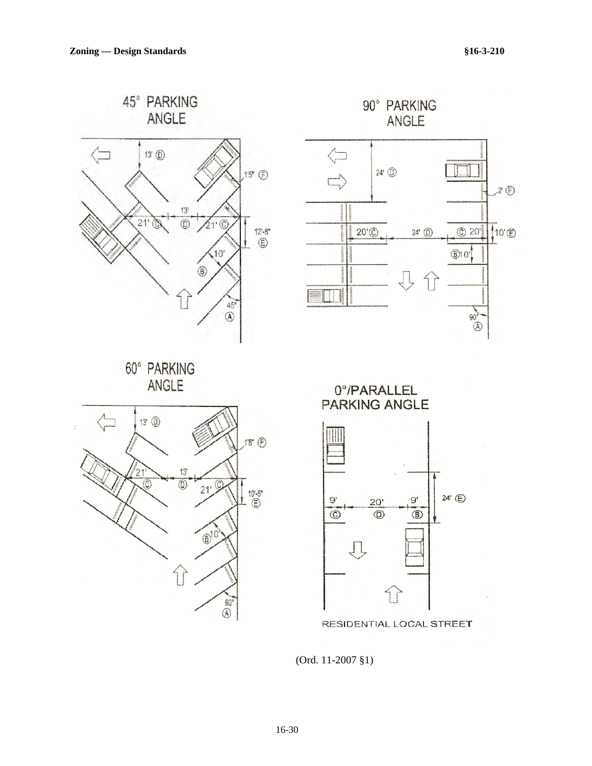45° PARKING ANGLE

13' Ⓓ

1'5" Ⓕ

13' Ⓓ

21' Ⓒ

21' Ⓒ

12'-8" Ⓔ

10' Ⓑ

45° Ⓐ

90° PARKING ANGLE

24' Ⓓ

2' Ⓕ

20' Ⓒ

24' Ⓓ

Ⓒ 20'

10' Ⓔ

Ⓑ 10'

90° Ⓐ

60° PARKING ANGLE

13' Ⓓ

1'8" Ⓕ

21' Ⓒ

13' Ⓓ

21' Ⓒ

10'-5" Ⓔ

Ⓑ 10'

60° Ⓐ

0°/PARALLEL PARKING ANGLE

9' Ⓒ

20' Ⓓ

9' Ⓑ

24' Ⓔ

RESIDENTIAL LOCAL STREET

(Ord. 11-2007 §1)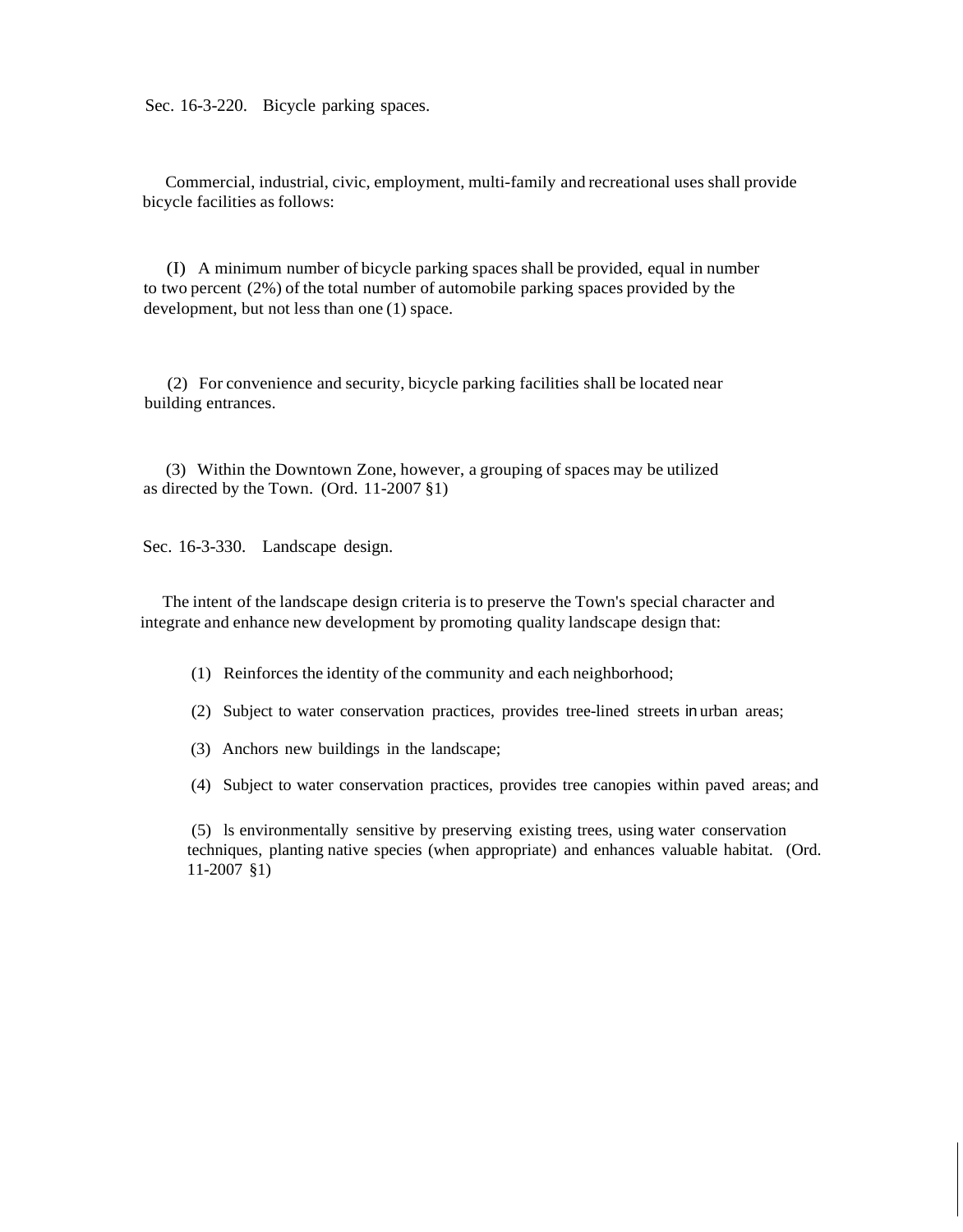Sec. 16-3-220. Bicycle parking spaces.

Commercial, industrial, civic, employment, multi-family and recreational uses shall provide bicycle facilities as follows:

(I) A minimum number of bicycle parking spaces shall be provided, equal in number to two percent (2%) of the total number of automobile parking spaces provided by the development, but not less than one (1) space.

(2) For convenience and security, bicycle parking facilities shall be located near building entrances.

(3) Within the Downtown Zone, however, a grouping of spaces may be utilized as directed by the Town. (Ord. 11-2007 §1)

Sec. 16-3-330. Landscape design.

The intent of the landscape design criteria is to preserve the Town's special character and integrate and enhance new development by promoting quality landscape design that:

(1) Reinforces the identity of the community and each neighborhood;

(2) Subject to water conservation practices, provides tree-lined streets in urban areas;

(3) Anchors new buildings in the landscape;

(4) Subject to water conservation practices, provides tree canopies within paved areas; and

(5) ls environmentally sensitive by preserving existing trees, using water conservation techniques, planting native species (when appropriate) and enhances valuable habitat. (Ord. 11-2007 §1)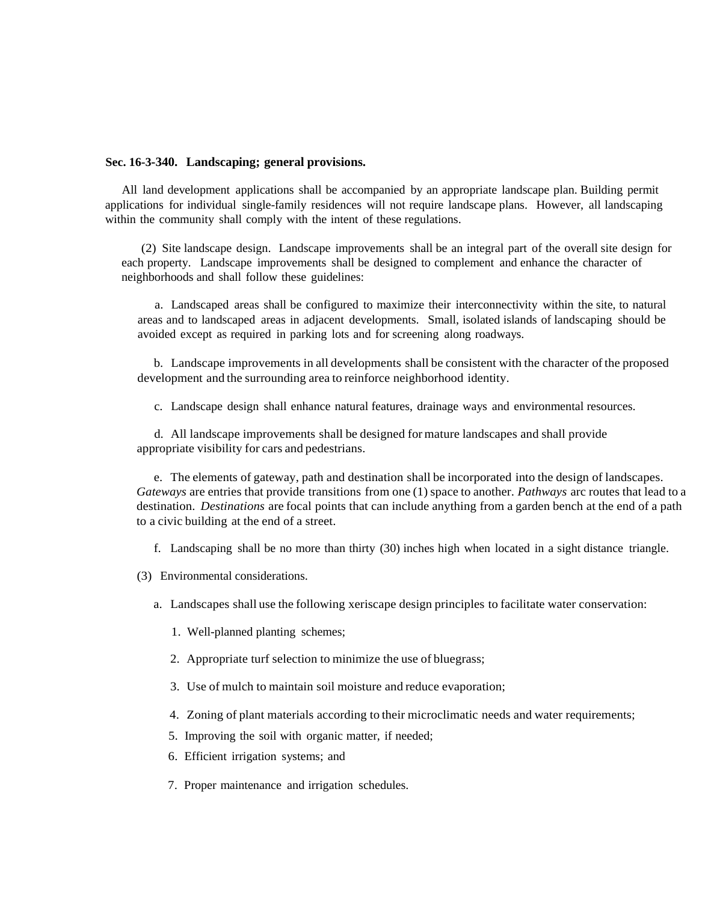**Sec. 16-3-340. Landscaping; general provisions.**

All land development applications shall be accompanied by an appropriate landscape plan. Building permit applications for individual single-family residences will not require landscape plans. However, all landscaping within the community shall comply with the intent of these regulations.

(2) Site landscape design. Landscape improvements shall be an integral part of the overall site design for each property. Landscape improvements shall be designed to complement and enhance the character of neighborhoods and shall follow these guidelines:

a. Landscaped areas shall be configured to maximize their interconnectivity within the site, to natural areas and to landscaped areas in adjacent developments. Small, isolated islands of landscaping should be avoided except as required in parking lots and for screening along roadways.

b. Landscape improvements in all developments shall be consistent with the character of the proposed development and the surrounding area to reinforce neighborhood identity.

c. Landscape design shall enhance natural features, drainage ways and environmental resources.

d. All landscape improvements shall be designed for mature landscapes and shall provide appropriate visibility for cars and pedestrians.

e. The elements of gateway, path and destination shall be incorporated into the design of landscapes. *Gateways* are entries that provide transitions from one (1) space to another. *Pathways* arc routes that lead to a destination. *Destinations* are focal points that can include anything from a garden bench at the end of a path to a civic building at the end of a street.

f. Landscaping shall be no more than thirty (30) inches high when located in a sight distance triangle.

(3) Environmental considerations.

a. Landscapes shall use the following xeriscape design principles to facilitate water conservation:

1. Well-planned planting schemes;

2. Appropriate turf selection to minimize the use of bluegrass;

3. Use of mulch to maintain soil moisture and reduce evaporation;

4. Zoning of plant materials according to their microclimatic needs and water requirements;

5. Improving the soil with organic matter, if needed;

6. Efficient irrigation systems; and

7. Proper maintenance and irrigation schedules.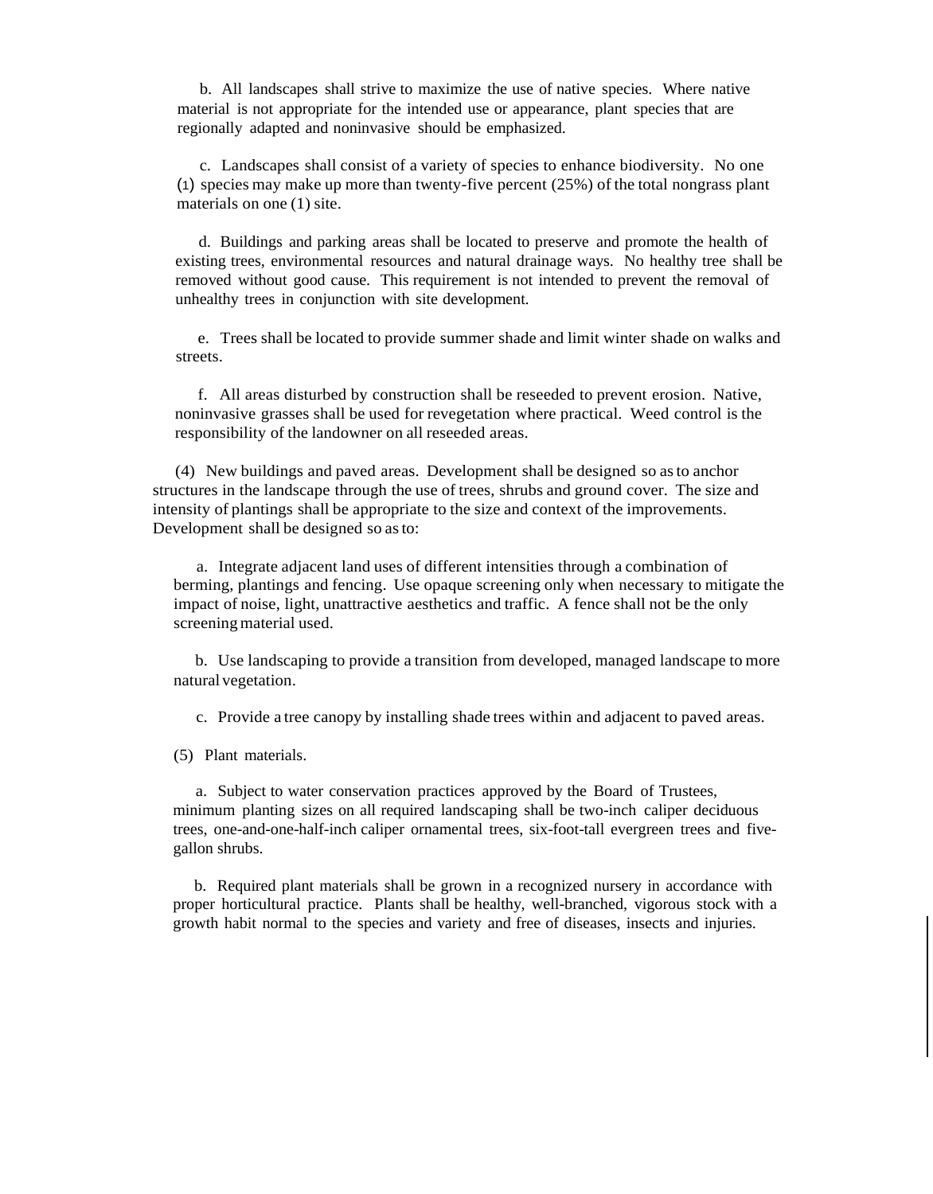b. All landscapes shall strive to maximize the use of native species. Where native material is not appropriate for the intended use or appearance, plant species that are regionally adapted and noninvasive should be emphasized.

c. Landscapes shall consist of a variety of species to enhance biodiversity. No one (1) species may make up more than twenty-five percent (25%) of the total nongrass plant materials on one (1) site.

d. Buildings and parking areas shall be located to preserve and promote the health of existing trees, environmental resources and natural drainage ways. No healthy tree shall be removed without good cause. This requirement is not intended to prevent the removal of unhealthy trees in conjunction with site development.

e. Trees shall be located to provide summer shade and limit winter shade on walks and streets.

f. All areas disturbed by construction shall be reseeded to prevent erosion. Native, noninvasive grasses shall be used for revegetation where practical. Weed control is the responsibility of the landowner on all reseeded areas.

(4) New buildings and paved areas. Development shall be designed so as to anchor structures in the landscape through the use of trees, shrubs and ground cover. The size and intensity of plantings shall be appropriate to the size and context of the improvements. Development shall be designed so as to:

a. Integrate adjacent land uses of different intensities through a combination of berming, plantings and fencing. Use opaque screening only when necessary to mitigate the impact of noise, light, unattractive aesthetics and traffic. A fence shall not be the only screening material used.

b. Use landscaping to provide a transition from developed, managed landscape to more natural vegetation.

c. Provide a tree canopy by installing shade trees within and adjacent to paved areas.

(5) Plant materials.

a. Subject to water conservation practices approved by the Board of Trustees, minimum planting sizes on all required landscaping shall be two-inch caliper deciduous trees, one-and-one-half-inch caliper ornamental trees, six-foot-tall evergreen trees and five-gallon shrubs.

b. Required plant materials shall be grown in a recognized nursery in accordance with proper horticultural practice. Plants shall be healthy, well-branched, vigorous stock with a growth habit normal to the species and variety and free of diseases, insects and injuries.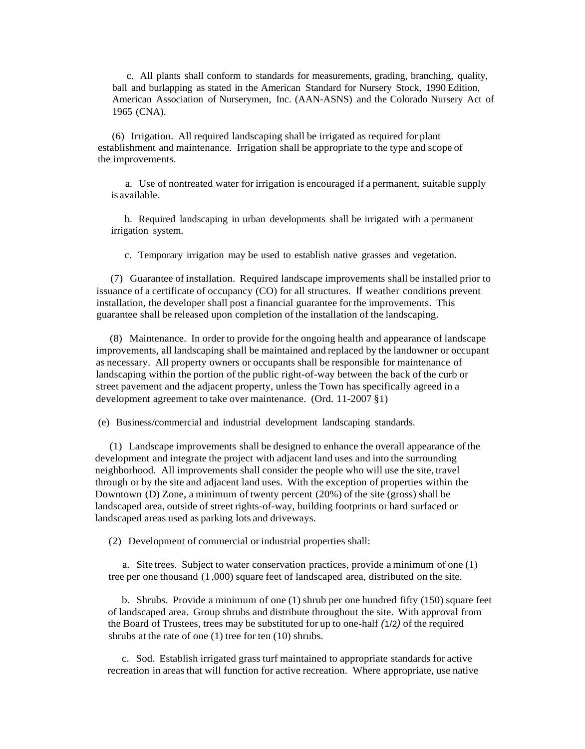c. All plants shall conform to standards for measurements, grading, branching, quality, ball and burlapping as stated in the American Standard for Nursery Stock, 1990 Edition, American Association of Nurserymen, Inc. (AAN-ASNS) and the Colorado Nursery Act of 1965 (CNA).

(6) Irrigation. All required landscaping shall be irrigated as required for plant establishment and maintenance. Irrigation shall be appropriate to the type and scope of the improvements.

a. Use of nontreated water for irrigation is encouraged if a permanent, suitable supply is available.

b. Required landscaping in urban developments shall be irrigated with a permanent irrigation system.

c. Temporary irrigation may be used to establish native grasses and vegetation.

(7) Guarantee of installation. Required landscape improvements shall be installed prior to issuance of a certificate of occupancy (CO) for all structures. If weather conditions prevent installation, the developer shall post a financial guarantee for the improvements. This guarantee shall be released upon completion of the installation of the landscaping.

(8) Maintenance. In order to provide for the ongoing health and appearance of landscape improvements, all landscaping shall be maintained and replaced by the landowner or occupant as necessary. All property owners or occupants shall be responsible for maintenance of landscaping within the portion of the public right-of-way between the back of the curb or street pavement and the adjacent property, unless the Town has specifically agreed in a development agreement to take over maintenance. (Ord. 11-2007 §1)

(e) Business/commercial and industrial development landscaping standards.

(1) Landscape improvements shall be designed to enhance the overall appearance of the development and integrate the project with adjacent land uses and into the surrounding neighborhood. All improvements shall consider the people who will use the site, travel through or by the site and adjacent land uses. With the exception of properties within the Downtown (D) Zone, a minimum of twenty percent (20%) of the site (gross) shall be landscaped area, outside of street rights-of-ways, building footprints or hard surfaced or landscaped areas used as parking lots and driveways.

(2) Development of commercial or industrial properties shall:

a. Site trees. Subject to water conservation practices, provide a minimum of one (1) tree per one thousand (1,000) square feet of landscaped area, distributed on the site.

b. Shrubs. Provide a minimum of one (1) shrub per one hundred fifty (150) square feet of landscaped area. Group shrubs and distribute throughout the site. With approval from the Board of Trustees, trees may be substituted for up to one-half (1/2) of the required shrubs at the rate of one (1) tree for ten (10) shrubs.

c. Sod. Establish irrigated grass turf maintained to appropriate standards for active recreation in areas that will function for active recreation. Where appropriate, use native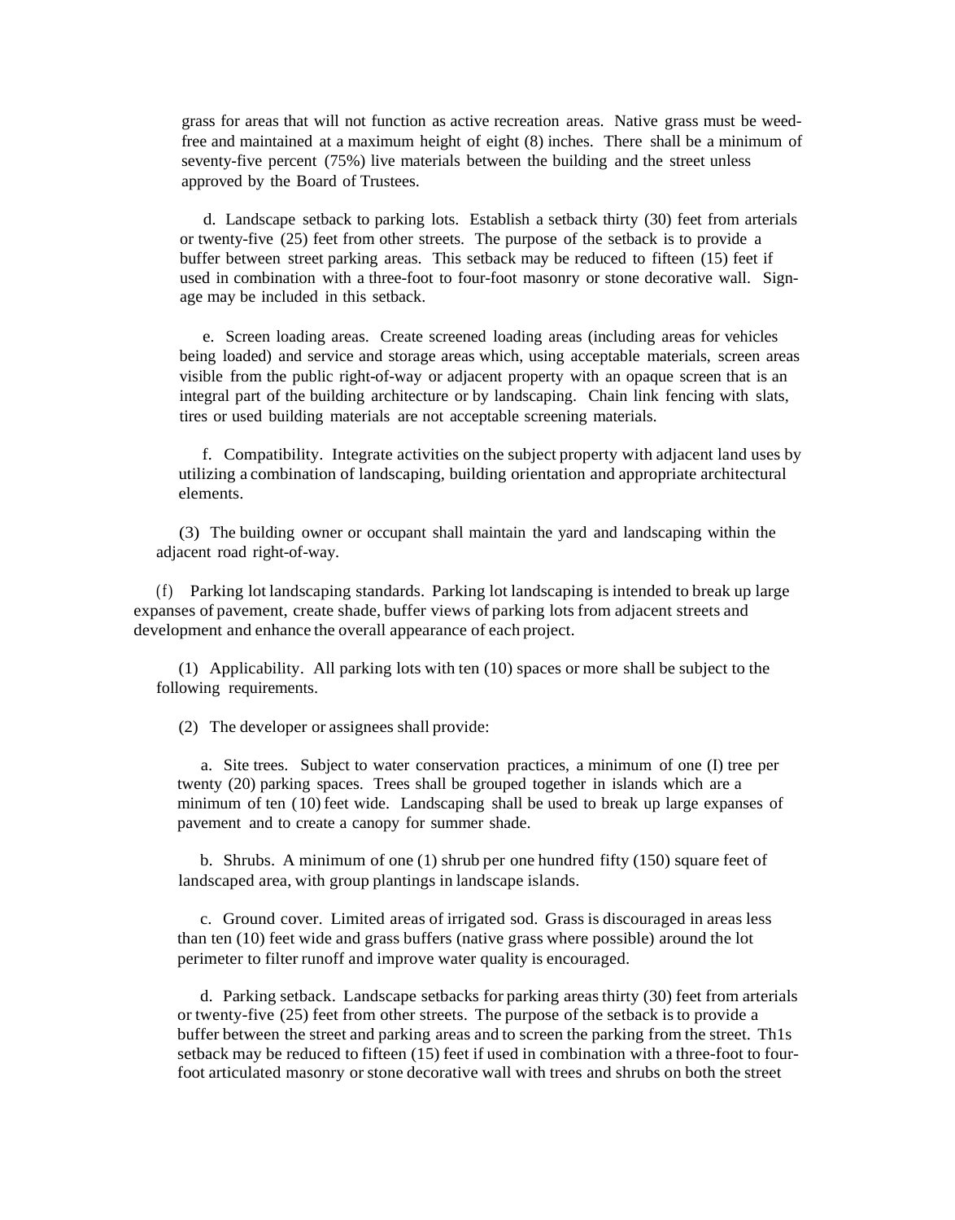grass for areas that will not function as active recreation areas. Native grass must be weed-free and maintained at a maximum height of eight (8) inches. There shall be a minimum of seventy-five percent (75%) live materials between the building and the street unless approved by the Board of Trustees.

d. Landscape setback to parking lots. Establish a setback thirty (30) feet from arterials or twenty-five (25) feet from other streets. The purpose of the setback is to provide a buffer between street parking areas. This setback may be reduced to fifteen (15) feet if used in combination with a three-foot to four-foot masonry or stone decorative wall. Sign-age may be included in this setback.

e. Screen loading areas. Create screened loading areas (including areas for vehicles being loaded) and service and storage areas which, using acceptable materials, screen areas visible from the public right-of-way or adjacent property with an opaque screen that is an integral part of the building architecture or by landscaping. Chain link fencing with slats, tires or used building materials are not acceptable screening materials.

f. Compatibility. Integrate activities on the subject property with adjacent land uses by utilizing a combination of landscaping, building orientation and appropriate architectural elements.

(3) The building owner or occupant shall maintain the yard and landscaping within the adjacent road right-of-way.

(f) Parking lot landscaping standards. Parking lot landscaping is intended to break up large expanses of pavement, create shade, buffer views of parking lots from adjacent streets and development and enhance the overall appearance of each project.

(1) Applicability. All parking lots with ten (10) spaces or more shall be subject to the following requirements.

(2) The developer or assignees shall provide:

a. Site trees. Subject to water conservation practices, a minimum of one (I) tree per twenty (20) parking spaces. Trees shall be grouped together in islands which are a minimum of ten (10) feet wide. Landscaping shall be used to break up large expanses of pavement and to create a canopy for summer shade.

b. Shrubs. A minimum of one (1) shrub per one hundred fifty (150) square feet of landscaped area, with group plantings in landscape islands.

c. Ground cover. Limited areas of irrigated sod. Grass is discouraged in areas less than ten (10) feet wide and grass buffers (native grass where possible) around the lot perimeter to filter runoff and improve water quality is encouraged.

d. Parking setback. Landscape setbacks for parking areas thirty (30) feet from arterials or twenty-five (25) feet from other streets. The purpose of the setback is to provide a buffer between the street and parking areas and to screen the parking from the street. Th1s setback may be reduced to fifteen (15) feet if used in combination with a three-foot to four-foot articulated masonry or stone decorative wall with trees and shrubs on both the street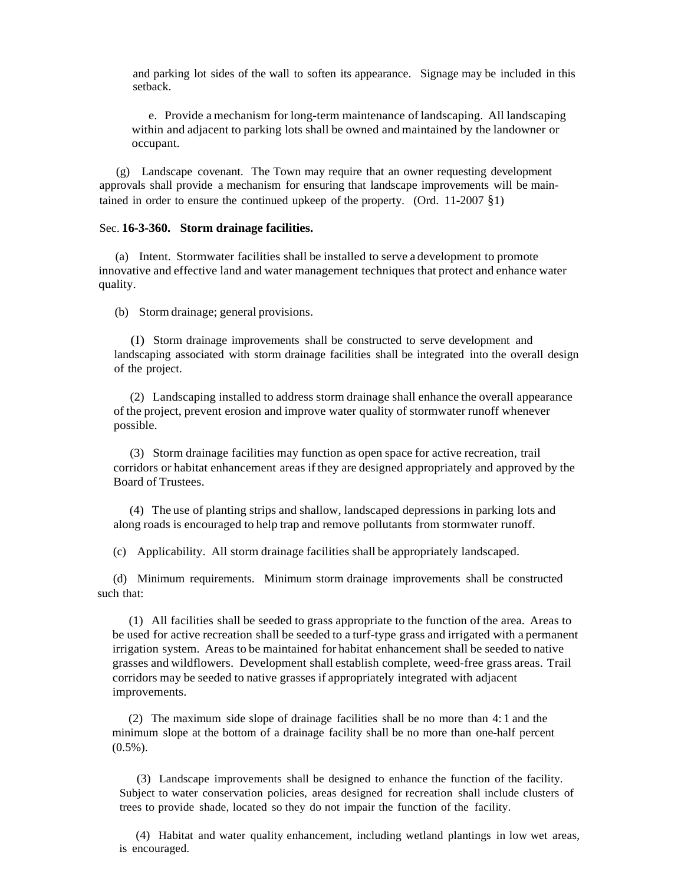and parking lot sides of the wall to soften its appearance. Signage may be included in this setback.

e. Provide a mechanism for long-term maintenance of landscaping. All landscaping within and adjacent to parking lots shall be owned and maintained by the landowner or occupant.

(g) Landscape covenant. The Town may require that an owner requesting development approvals shall provide a mechanism for ensuring that landscape improvements will be maintained in order to ensure the continued upkeep of the property. (Ord. 11-2007 §1)

Sec. **16-3-360. Storm drainage facilities.**

(a) Intent. Stormwater facilities shall be installed to serve a development to promote innovative and effective land and water management techniques that protect and enhance water quality.

(b) Storm drainage; general provisions.

(I) Storm drainage improvements shall be constructed to serve development and landscaping associated with storm drainage facilities shall be integrated into the overall design of the project.

(2) Landscaping installed to address storm drainage shall enhance the overall appearance of the project, prevent erosion and improve water quality of stormwater runoff whenever possible.

(3) Storm drainage facilities may function as open space for active recreation, trail corridors or habitat enhancement areas if they are designed appropriately and approved by the Board of Trustees.

(4) The use of planting strips and shallow, landscaped depressions in parking lots and along roads is encouraged to help trap and remove pollutants from stormwater runoff.

(c) Applicability. All storm drainage facilities shall be appropriately landscaped.

(d) Minimum requirements. Minimum storm drainage improvements shall be constructed such that:

(1) All facilities shall be seeded to grass appropriate to the function of the area. Areas to be used for active recreation shall be seeded to a turf-type grass and irrigated with a permanent irrigation system. Areas to be maintained for habitat enhancement shall be seeded to native grasses and wildflowers. Development shall establish complete, weed-free grass areas. Trail corridors may be seeded to native grasses if appropriately integrated with adjacent improvements.

(2) The maximum side slope of drainage facilities shall be no more than 4:1 and the minimum slope at the bottom of a drainage facility shall be no more than one-half percent (0.5%).

(3) Landscape improvements shall be designed to enhance the function of the facility. Subject to water conservation policies, areas designed for recreation shall include clusters of trees to provide shade, located so they do not impair the function of the facility.

(4) Habitat and water quality enhancement, including wetland plantings in low wet areas, is encouraged.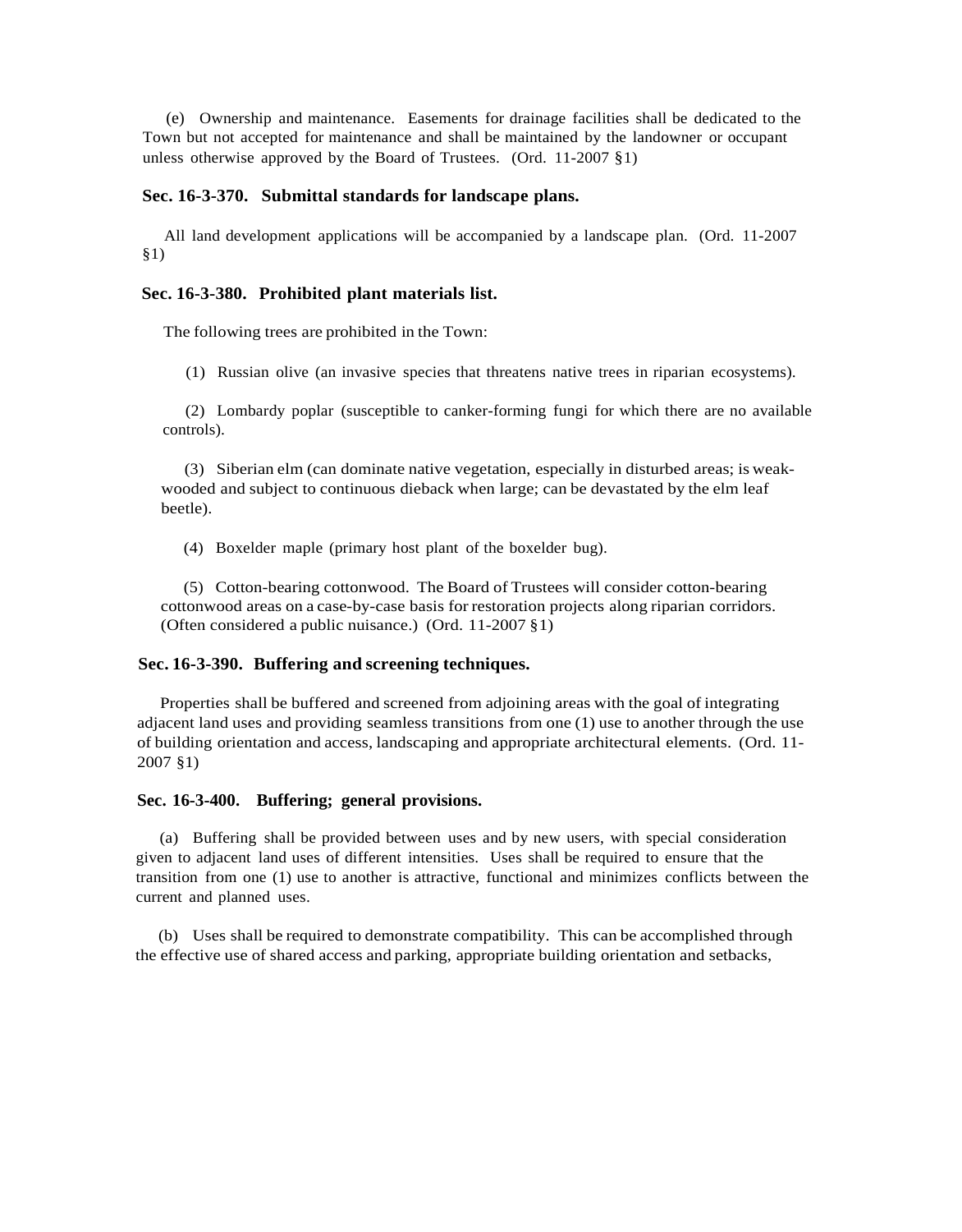(e) Ownership and maintenance. Easements for drainage facilities shall be dedicated to the Town but not accepted for maintenance and shall be maintained by the landowner or occupant unless otherwise approved by the Board of Trustees. (Ord. 11-2007 §1)

### Sec. 16-3-370. Submittal standards for landscape plans.

All land development applications will be accompanied by a landscape plan. (Ord. 11-2007 §1)

### Sec. 16-3-380. Prohibited plant materials list.

The following trees are prohibited in the Town:

(1) Russian olive (an invasive species that threatens native trees in riparian ecosystems).

(2) Lombardy poplar (susceptible to canker-forming fungi for which there are no available controls).

(3) Siberian elm (can dominate native vegetation, especially in disturbed areas; is weak-wooded and subject to continuous dieback when large; can be devastated by the elm leaf beetle).

(4) Boxelder maple (primary host plant of the boxelder bug).

(5) Cotton-bearing cottonwood. The Board of Trustees will consider cotton-bearing cottonwood areas on a case-by-case basis for restoration projects along riparian corridors. (Often considered a public nuisance.) (Ord. 11-2007 §1)

### Sec. 16-3-390. Buffering and screening techniques.

Properties shall be buffered and screened from adjoining areas with the goal of integrating adjacent land uses and providing seamless transitions from one (1) use to another through the use of building orientation and access, landscaping and appropriate architectural elements. (Ord. 11-2007 §1)

### Sec. 16-3-400. Buffering; general provisions.

(a) Buffering shall be provided between uses and by new users, with special consideration given to adjacent land uses of different intensities. Uses shall be required to ensure that the transition from one (1) use to another is attractive, functional and minimizes conflicts between the current and planned uses.

(b) Uses shall be required to demonstrate compatibility. This can be accomplished through the effective use of shared access and parking, appropriate building orientation and setbacks,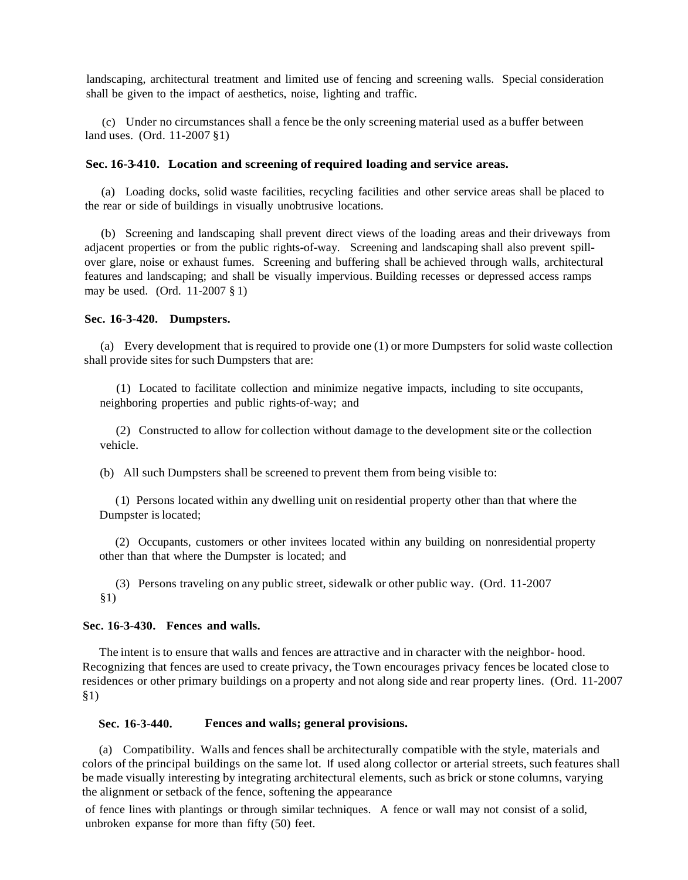landscaping, architectural treatment and limited use of fencing and screening walls. Special consideration shall be given to the impact of aesthetics, noise, lighting and traffic.

(c) Under no circumstances shall a fence be the only screening material used as a buffer between land uses. (Ord. 11-2007 §1)

**Sec. 16-3-410. Location and screening of required loading and service areas.**

(a) Loading docks, solid waste facilities, recycling facilities and other service areas shall be placed to the rear or side of buildings in visually unobtrusive locations.

(b) Screening and landscaping shall prevent direct views of the loading areas and their driveways from adjacent properties or from the public rights-of-way. Screening and landscaping shall also prevent spill-over glare, noise or exhaust fumes. Screening and buffering shall be achieved through walls, architectural features and landscaping; and shall be visually impervious. Building recesses or depressed access ramps may be used. (Ord. 11-2007 § 1)

**Sec. 16-3-420. Dumpsters.**

(a) Every development that is required to provide one (1) or more Dumpsters for solid waste collection shall provide sites for such Dumpsters that are:

(1) Located to facilitate collection and minimize negative impacts, including to site occupants, neighboring properties and public rights-of-way; and

(2) Constructed to allow for collection without damage to the development site or the collection vehicle.

(b) All such Dumpsters shall be screened to prevent them from being visible to:

(1) Persons located within any dwelling unit on residential property other than that where the Dumpster is located;

(2) Occupants, customers or other invitees located within any building on nonresidential property other than that where the Dumpster is located; and

(3) Persons traveling on any public street, sidewalk or other public way. (Ord. 11-2007 §1)

**Sec. 16-3-430. Fences and walls.**

The intent is to ensure that walls and fences are attractive and in character with the neighbor- hood. Recognizing that fences are used to create privacy, the Town encourages privacy fences be located close to residences or other primary buildings on a property and not along side and rear property lines. (Ord. 11-2007 §1)

**Sec. 16-3-440. Fences and walls; general provisions.**

(a) Compatibility. Walls and fences shall be architecturally compatible with the style, materials and colors of the principal buildings on the same lot. If used along collector or arterial streets, such features shall be made visually interesting by integrating architectural elements, such as brick or stone columns, varying the alignment or setback of the fence, softening the appearance of fence lines with plantings or through similar techniques. A fence or wall may not consist of a solid, unbroken expanse for more than fifty (50) feet.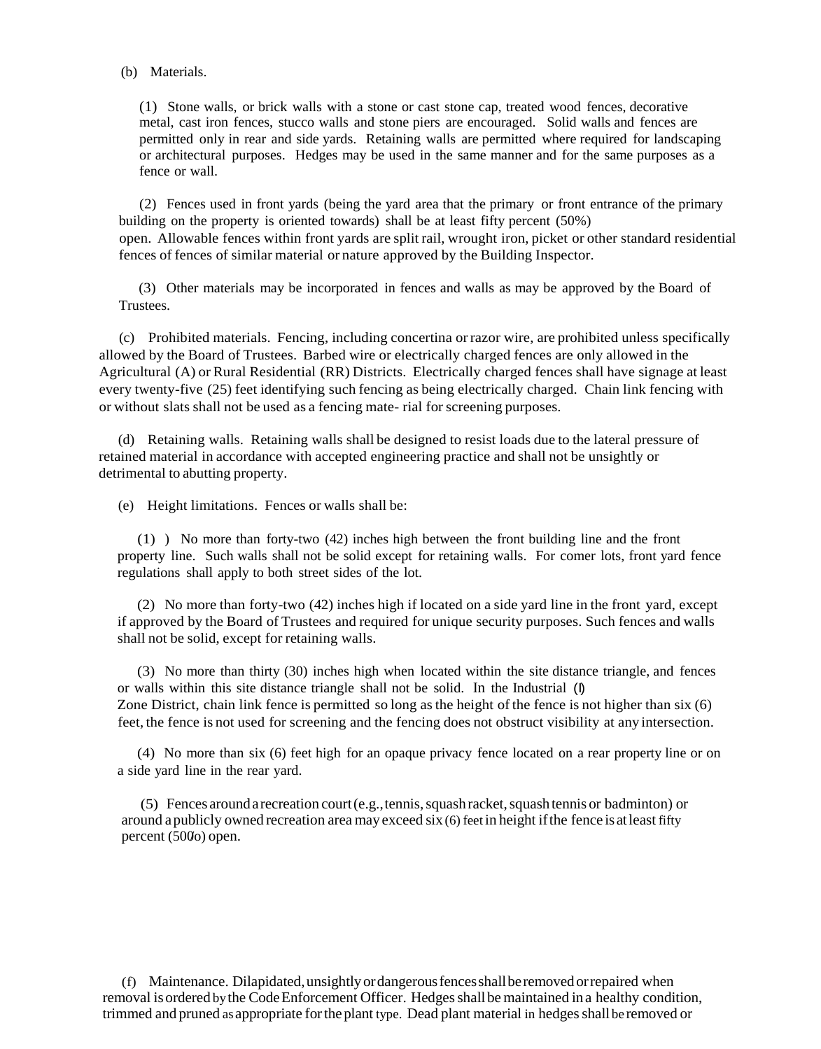(b) Materials.

(1) Stone walls, or brick walls with a stone or cast stone cap, treated wood fences, decorative metal, cast iron fences, stucco walls and stone piers are encouraged. Solid walls and fences are permitted only in rear and side yards. Retaining walls are permitted where required for landscaping or architectural purposes. Hedges may be used in the same manner and for the same purposes as a fence or wall.

(2) Fences used in front yards (being the yard area that the primary or front entrance of the primary building on the property is oriented towards) shall be at least fifty percent (50%) open. Allowable fences within front yards are split rail, wrought iron, picket or other standard residential fences of fences of similar material or nature approved by the Building Inspector.

(3) Other materials may be incorporated in fences and walls as may be approved by the Board of Trustees.

(c) Prohibited materials. Fencing, including concertina or razor wire, are prohibited unless specifically allowed by the Board of Trustees. Barbed wire or electrically charged fences are only allowed in the Agricultural (A) or Rural Residential (RR) Districts. Electrically charged fences shall have signage at least every twenty-five (25) feet identifying such fencing as being electrically charged. Chain link fencing with or without slats shall not be used as a fencing mate- rial for screening purposes.

(d) Retaining walls. Retaining walls shall be designed to resist loads due to the lateral pressure of retained material in accordance with accepted engineering practice and shall not be unsightly or detrimental to abutting property.

(e) Height limitations. Fences or walls shall be:

(1) ) No more than forty-two (42) inches high between the front building line and the front property line. Such walls shall not be solid except for retaining walls. For comer lots, front yard fence regulations shall apply to both street sides of the lot.

(2) No more than forty-two (42) inches high if located on a side yard line in the front yard, except if approved by the Board of Trustees and required for unique security purposes. Such fences and walls shall not be solid, except for retaining walls.

(3) No more than thirty (30) inches high when located within the site distance triangle, and fences or walls within this site distance triangle shall not be solid. In the Industrial (I) Zone District, chain link fence is permitted so long as the height of the fence is not higher than six (6) feet, the fence is not used for screening and the fencing does not obstruct visibility at any intersection.

(4) No more than six (6) feet high for an opaque privacy fence located on a rear property line or on a side yard line in the rear yard.

(5) Fences around a recreation court (e.g., tennis, squash racket, squash tennis or badminton) or around a publicly owned recreation area may exceed six (6) feet in height if the fence is at least fifty percent (500/o) open.

(f) Maintenance. Dilapidated, unsightly or dangerous fences shall be removed or repaired when removal is ordered by the Code Enforcement Officer. Hedges shall be maintained in a healthy condition, trimmed and pruned as appropriate for the plant type. Dead plant material in hedges shall be removed or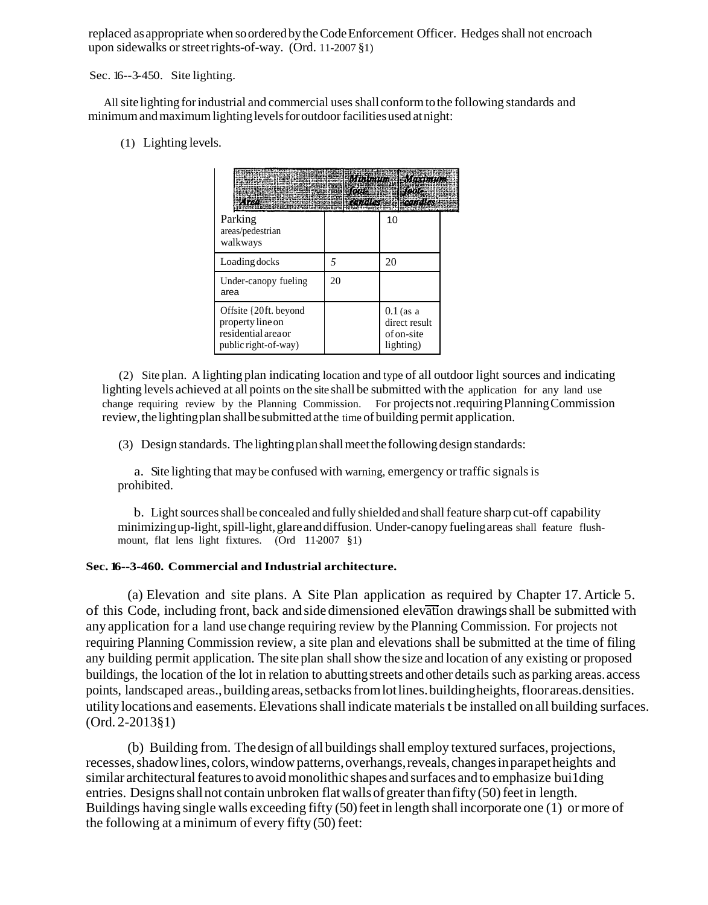replaced as appropriate when so ordered by the Code Enforcement Officer. Hedges shall not encroach upon sidewalks or street rights-of-way. (Ord. 11-2007 §1)

Sec. 16--3-450. Site lighting.

All site lighting for industrial and commercial uses shall conform to the following standards and minimum and maximum lighting levels for outdoor facilities used at night:

(1) Lighting levels.

| Area | Minimum foot-candles | Maximum foot-candles |
|---|---|---|
| Parking areas/pedestrian walkways | | 10 |
| Loading docks | 5 | 20 |
| Under-canopy fueling area | 20 | |
| Offsite {20 ft. beyond property line on residential area or public right-of-way) | | 0.1 (as a direct result of on-site lighting) |

(2) Site plan. A lighting plan indicating location and type of all outdoor light sources and indicating lighting levels achieved at all points on the site shall be submitted with the application for any land use change requiring review by the Planning Commission. For projects not .requiring Planning Commission review, the lighting plan shall be submitted at the time of building permit application.

(3) Design standards. The lighting plan shall meet the following design standards:

a. Site lighting that may be confused with warning, emergency or traffic signals is prohibited.

b. Light sources shall be concealed and fully shielded and shall feature sharp cut-off capability minimizing up-light, spill-light, glare and diffusion. Under-canopy fueling areas shall feature flush-mount, flat lens light fixtures. (Ord 11-2007 §1)

**Sec. 16--3-460. Commercial and Industrial architecture.**

(a) Elevation and site plans. A Site Plan application as required by Chapter 17. Article 5. of this Code, including front, back and side dimensioned elevation drawings shall be submitted with any application for a land use change requiring review by the Planning Commission. For projects not requiring Planning Commission review, a site plan and elevations shall be submitted at the time of filing any building permit application. The site plan shall show the size and location of any existing or proposed buildings, the location of the lot in relation to abutting streets and other details such as parking areas. access points, landscaped areas., building areas, setbacks from lot lines. building heights, floor areas. densities. utility locations and easements. Elevations shall indicate materials t be installed on all building surfaces. (Ord. 2-2013§1)

(b) Building from. The design of all buildings shall employ textured surfaces, projections, recesses, shadow lines, colors, window patterns, overhangs, reveals, changes in parapet heights and similar architectural features to avoid monolithic shapes and surfaces and to emphasize bui1ding entries. Designs shall not contain unbroken flat walls of greater than fifty (50) feet in length. Buildings having single walls exceeding fifty (50) feet in length shall incorporate one (1) or more of the following at a minimum of every fifty (50) feet: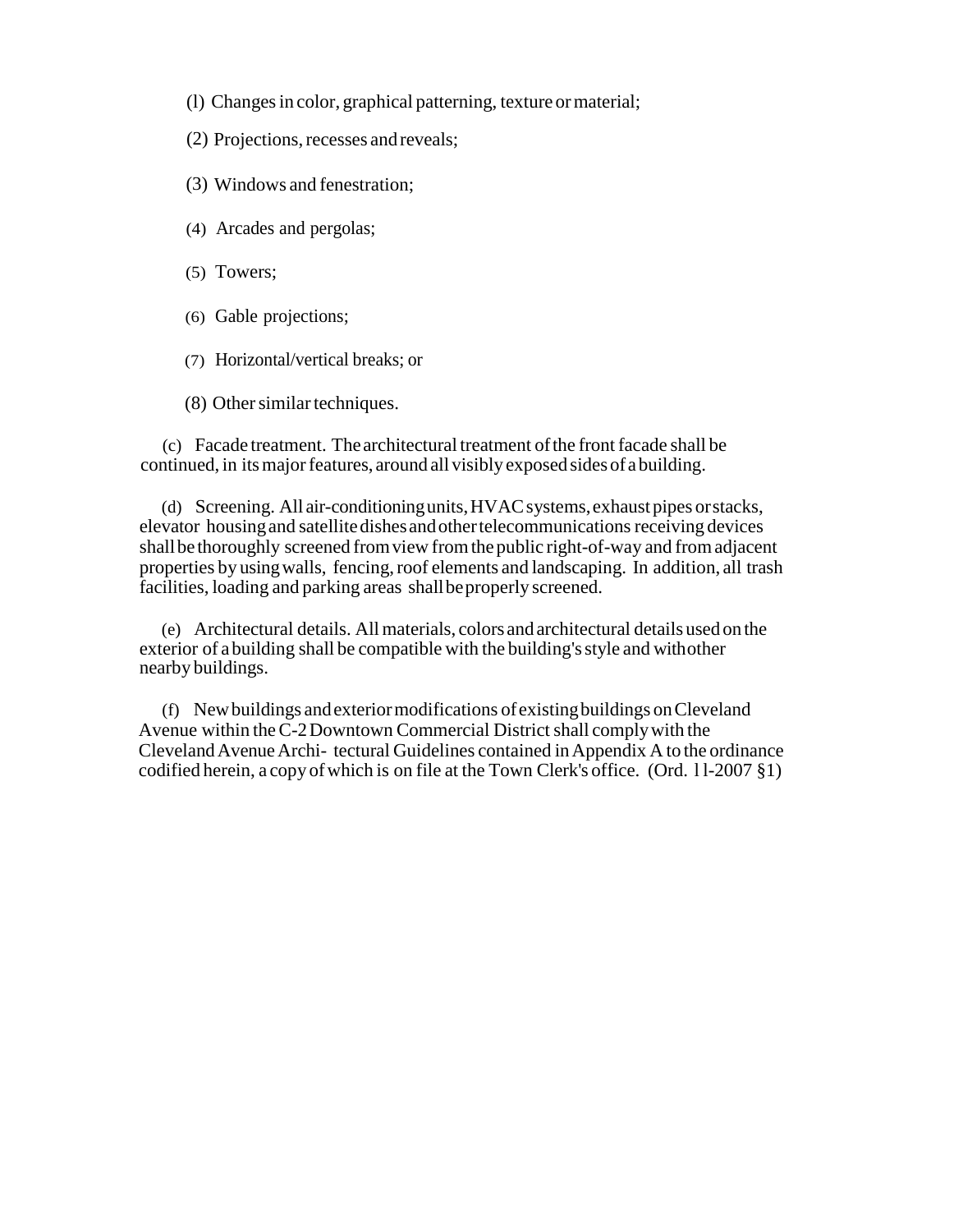(l) Changes in color, graphical patterning, texture or material;

(2) Projections, recesses and reveals;

(3) Windows and fenestration;

(4) Arcades and pergolas;

(5) Towers;

(6) Gable projections;

(7) Horizontal/vertical breaks; or

(8) Other similar techniques.

(c) Facade treatment. The architectural treatment of the front facade shall be continued, in its major features, around all visibly exposed sides of a building.

(d) Screening. All air-conditioning units, HVAC systems, exhaust pipes or stacks, elevator housing and satellite dishes and other telecommunications receiving devices shall be thoroughly screened from view from the public right-of-way and from adjacent properties by using walls, fencing, roof elements and landscaping. In addition, all trash facilities, loading and parking areas shall be properly screened.

(e) Architectural details. All materials, colors and architectural details used on the exterior of a building shall be compatible with the building's style and with other nearby buildings.

(f) New buildings and exterior modifications of existing buildings on Cleveland Avenue within the C-2 Downtown Commercial District shall comply with the Cleveland Avenue Archi- tectural Guidelines contained in Appendix A to the ordinance codified herein, a copy of which is on file at the Town Clerk's office. (Ord. 1l-2007 §1)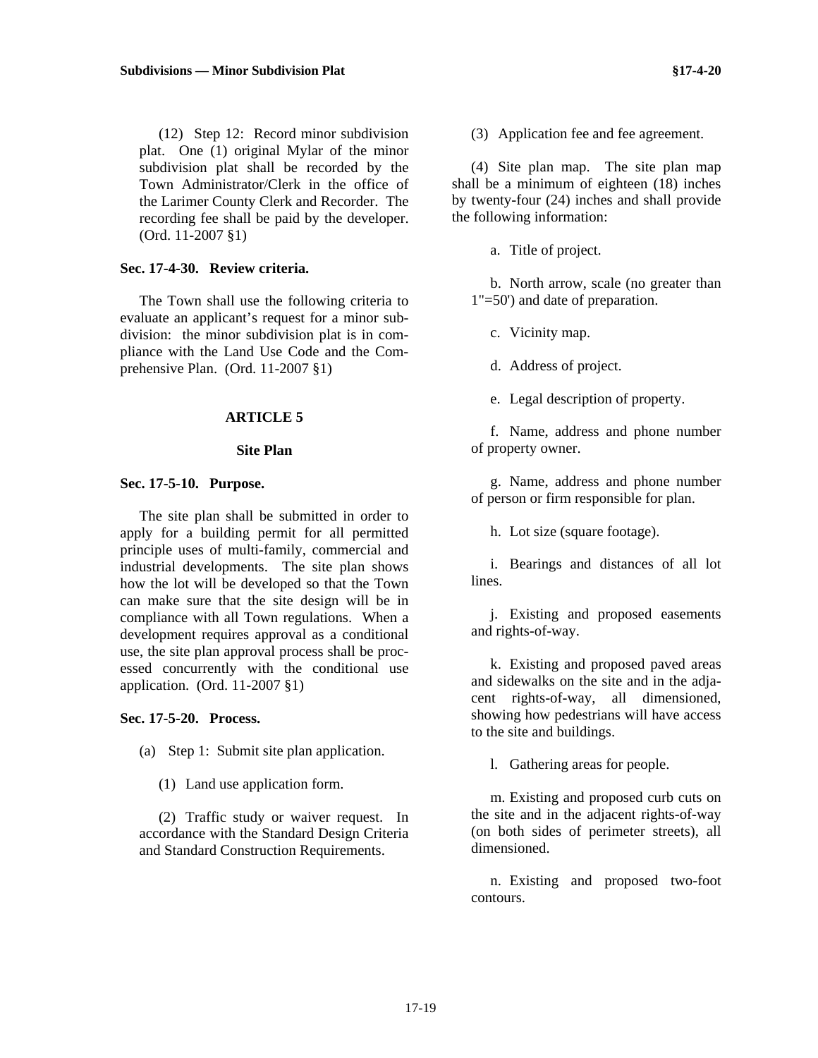(12) Step 12: Record minor subdivision plat. One (1) original Mylar of the minor subdivision plat shall be recorded by the Town Administrator/Clerk in the office of the Larimer County Clerk and Recorder. The recording fee shall be paid by the developer. (Ord. 11-2007 §1)

**Sec. 17-4-30. Review criteria.**

The Town shall use the following criteria to evaluate an applicant's request for a minor subdivision: the minor subdivision plat is in compliance with the Land Use Code and the Comprehensive Plan. (Ord. 11-2007 §1)

## ARTICLE 5

## Site Plan

**Sec. 17-5-10. Purpose.**

The site plan shall be submitted in order to apply for a building permit for all permitted principle uses of multi-family, commercial and industrial developments. The site plan shows how the lot will be developed so that the Town can make sure that the site design will be in compliance with all Town regulations. When a development requires approval as a conditional use, the site plan approval process shall be processed concurrently with the conditional use application. (Ord. 11-2007 §1)

**Sec. 17-5-20. Process.**

(a) Step 1: Submit site plan application.

(1) Land use application form.

(2) Traffic study or waiver request. In accordance with the Standard Design Criteria and Standard Construction Requirements.

(3) Application fee and fee agreement.

(4) Site plan map. The site plan map shall be a minimum of eighteen (18) inches by twenty-four (24) inches and shall provide the following information:

a. Title of project.

b. North arrow, scale (no greater than 1"=50') and date of preparation.

c. Vicinity map.

d. Address of project.

e. Legal description of property.

f. Name, address and phone number of property owner.

g. Name, address and phone number of person or firm responsible for plan.

h. Lot size (square footage).

i. Bearings and distances of all lot lines.

j. Existing and proposed easements and rights-of-way.

k. Existing and proposed paved areas and sidewalks on the site and in the adjacent rights-of-way, all dimensioned, showing how pedestrians will have access to the site and buildings.

l. Gathering areas for people.

m. Existing and proposed curb cuts on the site and in the adjacent rights-of-way (on both sides of perimeter streets), all dimensioned.

n. Existing and proposed two-foot contours.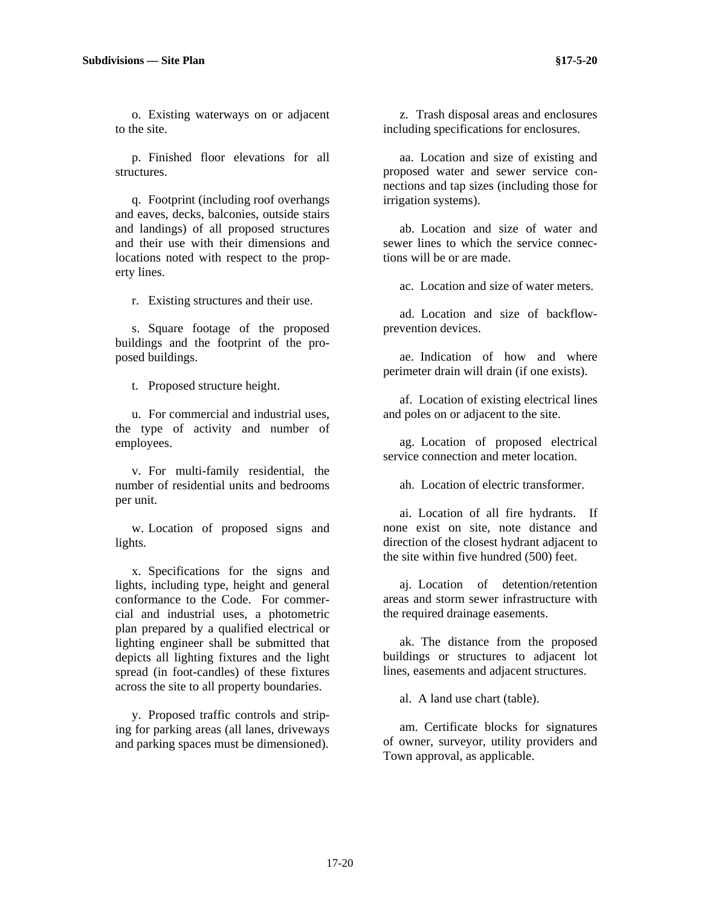o. Existing waterways on or adjacent to the site.

p. Finished floor elevations for all structures.

q. Footprint (including roof overhangs and eaves, decks, balconies, outside stairs and landings) of all proposed structures and their use with their dimensions and locations noted with respect to the property lines.

r. Existing structures and their use.

s. Square footage of the proposed buildings and the footprint of the proposed buildings.

t. Proposed structure height.

u. For commercial and industrial uses, the type of activity and number of employees.

v. For multi-family residential, the number of residential units and bedrooms per unit.

w. Location of proposed signs and lights.

x. Specifications for the signs and lights, including type, height and general conformance to the Code. For commercial and industrial uses, a photometric plan prepared by a qualified electrical or lighting engineer shall be submitted that depicts all lighting fixtures and the light spread (in foot-candles) of these fixtures across the site to all property boundaries.

y. Proposed traffic controls and striping for parking areas (all lanes, driveways and parking spaces must be dimensioned).

z. Trash disposal areas and enclosures including specifications for enclosures.

aa. Location and size of existing and proposed water and sewer service connections and tap sizes (including those for irrigation systems).

ab. Location and size of water and sewer lines to which the service connections will be or are made.

ac. Location and size of water meters.

ad. Location and size of backflow-prevention devices.

ae. Indication of how and where perimeter drain will drain (if one exists).

af. Location of existing electrical lines and poles on or adjacent to the site.

ag. Location of proposed electrical service connection and meter location.

ah. Location of electric transformer.

ai. Location of all fire hydrants. If none exist on site, note distance and direction of the closest hydrant adjacent to the site within five hundred (500) feet.

aj. Location of detention/retention areas and storm sewer infrastructure with the required drainage easements.

ak. The distance from the proposed buildings or structures to adjacent lot lines, easements and adjacent structures.

al. A land use chart (table).

am. Certificate blocks for signatures of owner, surveyor, utility providers and Town approval, as applicable.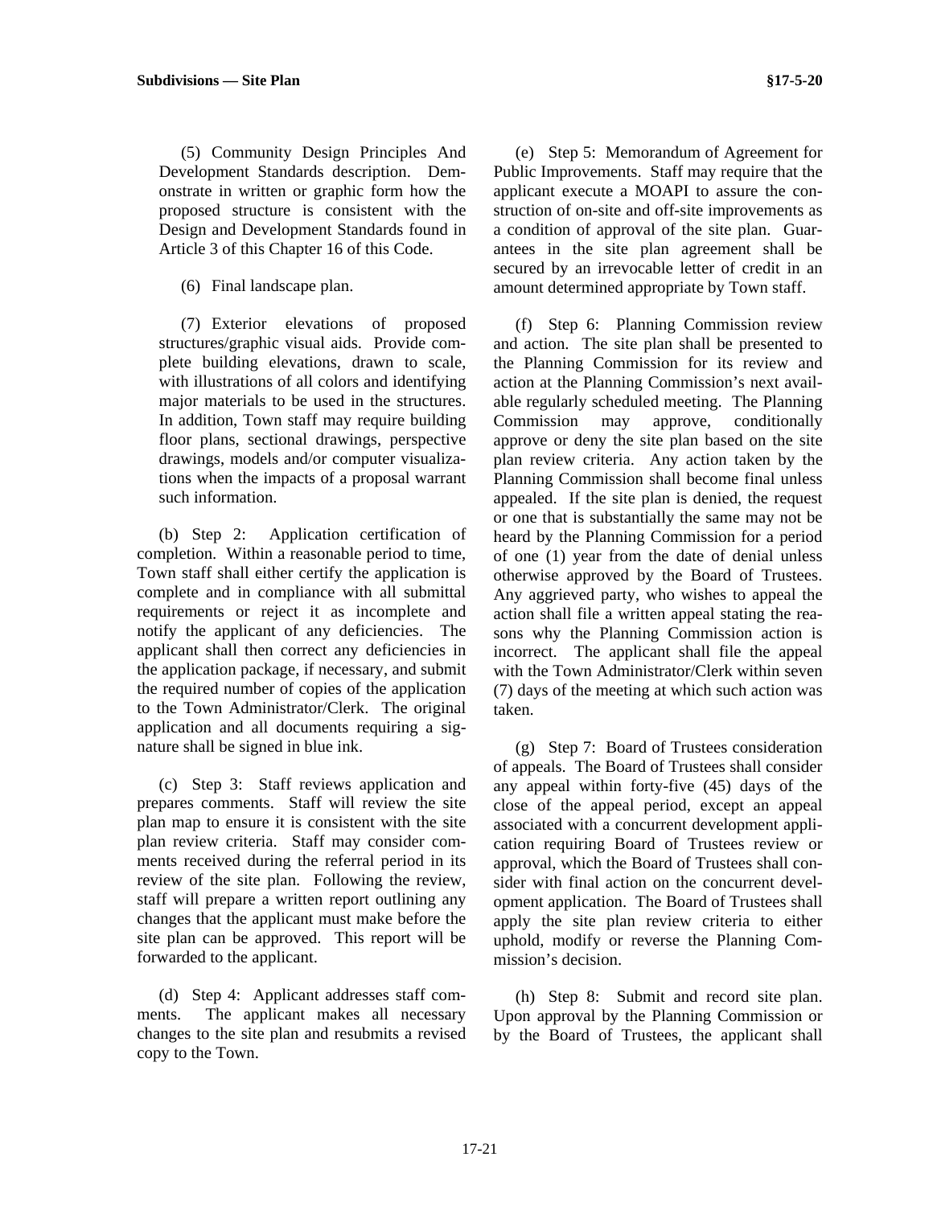(5) Community Design Principles And Development Standards description. Demonstrate in written or graphic form how the proposed structure is consistent with the Design and Development Standards found in Article 3 of this Chapter 16 of this Code.

(6) Final landscape plan.

(7) Exterior elevations of proposed structures/graphic visual aids. Provide complete building elevations, drawn to scale, with illustrations of all colors and identifying major materials to be used in the structures. In addition, Town staff may require building floor plans, sectional drawings, perspective drawings, models and/or computer visualizations when the impacts of a proposal warrant such information.

(b) Step 2: Application certification of completion. Within a reasonable period to time, Town staff shall either certify the application is complete and in compliance with all submittal requirements or reject it as incomplete and notify the applicant of any deficiencies. The applicant shall then correct any deficiencies in the application package, if necessary, and submit the required number of copies of the application to the Town Administrator/Clerk. The original application and all documents requiring a signature shall be signed in blue ink.

(c) Step 3: Staff reviews application and prepares comments. Staff will review the site plan map to ensure it is consistent with the site plan review criteria. Staff may consider comments received during the referral period in its review of the site plan. Following the review, staff will prepare a written report outlining any changes that the applicant must make before the site plan can be approved. This report will be forwarded to the applicant.

(d) Step 4: Applicant addresses staff comments. The applicant makes all necessary changes to the site plan and resubmits a revised copy to the Town.

(e) Step 5: Memorandum of Agreement for Public Improvements. Staff may require that the applicant execute a MOAPI to assure the construction of on-site and off-site improvements as a condition of approval of the site plan. Guarantees in the site plan agreement shall be secured by an irrevocable letter of credit in an amount determined appropriate by Town staff.

(f) Step 6: Planning Commission review and action. The site plan shall be presented to the Planning Commission for its review and action at the Planning Commission's next available regularly scheduled meeting. The Planning Commission may approve, conditionally approve or deny the site plan based on the site plan review criteria. Any action taken by the Planning Commission shall become final unless appealed. If the site plan is denied, the request or one that is substantially the same may not be heard by the Planning Commission for a period of one (1) year from the date of denial unless otherwise approved by the Board of Trustees. Any aggrieved party, who wishes to appeal the action shall file a written appeal stating the reasons why the Planning Commission action is incorrect. The applicant shall file the appeal with the Town Administrator/Clerk within seven (7) days of the meeting at which such action was taken.

(g) Step 7: Board of Trustees consideration of appeals. The Board of Trustees shall consider any appeal within forty-five (45) days of the close of the appeal period, except an appeal associated with a concurrent development application requiring Board of Trustees review or approval, which the Board of Trustees shall consider with final action on the concurrent development application. The Board of Trustees shall apply the site plan review criteria to either uphold, modify or reverse the Planning Commission's decision.

(h) Step 8: Submit and record site plan. Upon approval by the Planning Commission or by the Board of Trustees, the applicant shall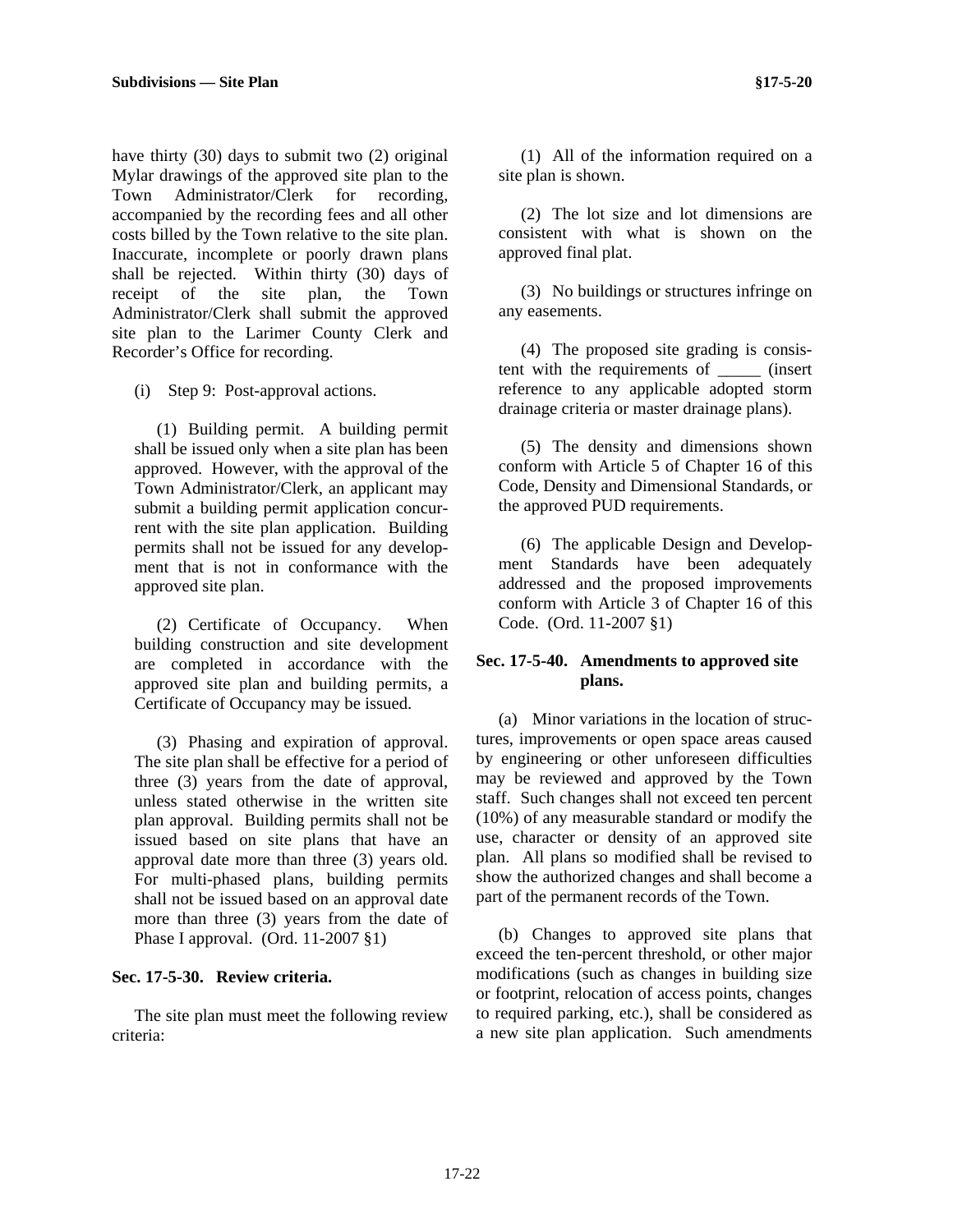have thirty (30) days to submit two (2) original Mylar drawings of the approved site plan to the Town Administrator/Clerk for recording, accompanied by the recording fees and all other costs billed by the Town relative to the site plan. Inaccurate, incomplete or poorly drawn plans shall be rejected. Within thirty (30) days of receipt of the site plan, the Town Administrator/Clerk shall submit the approved site plan to the Larimer County Clerk and Recorder's Office for recording.

(i) Step 9: Post-approval actions.

(1) Building permit. A building permit shall be issued only when a site plan has been approved. However, with the approval of the Town Administrator/Clerk, an applicant may submit a building permit application concurrent with the site plan application. Building permits shall not be issued for any development that is not in conformance with the approved site plan.

(2) Certificate of Occupancy. When building construction and site development are completed in accordance with the approved site plan and building permits, a Certificate of Occupancy may be issued.

(3) Phasing and expiration of approval. The site plan shall be effective for a period of three (3) years from the date of approval, unless stated otherwise in the written site plan approval. Building permits shall not be issued based on site plans that have an approval date more than three (3) years old. For multi-phased plans, building permits shall not be issued based on an approval date more than three (3) years from the date of Phase I approval. (Ord. 11-2007 §1)

### Sec. 17-5-30. Review criteria.

The site plan must meet the following review criteria:

(1) All of the information required on a site plan is shown.

(2) The lot size and lot dimensions are consistent with what is shown on the approved final plat.

(3) No buildings or structures infringe on any easements.

(4) The proposed site grading is consistent with the requirements of _____ (insert reference to any applicable adopted storm drainage criteria or master drainage plans).

(5) The density and dimensions shown conform with Article 5 of Chapter 16 of this Code, Density and Dimensional Standards, or the approved PUD requirements.

(6) The applicable Design and Development Standards have been adequately addressed and the proposed improvements conform with Article 3 of Chapter 16 of this Code. (Ord. 11-2007 §1)

### Sec. 17-5-40. Amendments to approved site plans.

(a) Minor variations in the location of structures, improvements or open space areas caused by engineering or other unforeseen difficulties may be reviewed and approved by the Town staff. Such changes shall not exceed ten percent (10%) of any measurable standard or modify the use, character or density of an approved site plan. All plans so modified shall be revised to show the authorized changes and shall become a part of the permanent records of the Town.

(b) Changes to approved site plans that exceed the ten-percent threshold, or other major modifications (such as changes in building size or footprint, relocation of access points, changes to required parking, etc.), shall be considered as a new site plan application. Such amendments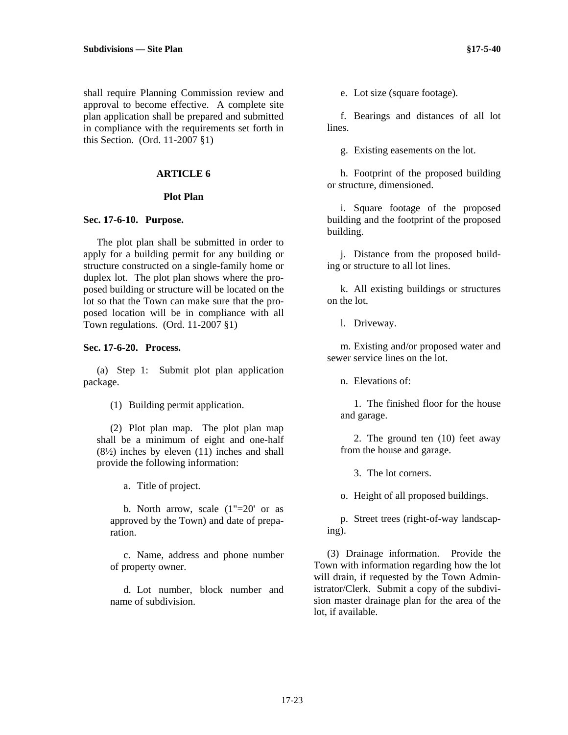shall require Planning Commission review and approval to become effective. A complete site plan application shall be prepared and submitted in compliance with the requirements set forth in this Section. (Ord. 11-2007 §1)

## ARTICLE 6

## Plot Plan

### Sec. 17-6-10. Purpose.

The plot plan shall be submitted in order to apply for a building permit for any building or structure constructed on a single-family home or duplex lot. The plot plan shows where the proposed building or structure will be located on the lot so that the Town can make sure that the proposed location will be in compliance with all Town regulations. (Ord. 11-2007 §1)

### Sec. 17-6-20. Process.

(a) Step 1: Submit plot plan application package.

(1) Building permit application.

(2) Plot plan map. The plot plan map shall be a minimum of eight and one-half (8½) inches by eleven (11) inches and shall provide the following information:

a. Title of project.

b. North arrow, scale (1"=20' or as approved by the Town) and date of preparation.

c. Name, address and phone number of property owner.

d. Lot number, block number and name of subdivision.

e. Lot size (square footage).

f. Bearings and distances of all lot lines.

g. Existing easements on the lot.

h. Footprint of the proposed building or structure, dimensioned.

i. Square footage of the proposed building and the footprint of the proposed building.

j. Distance from the proposed building or structure to all lot lines.

k. All existing buildings or structures on the lot.

l. Driveway.

m. Existing and/or proposed water and sewer service lines on the lot.

n. Elevations of:

1. The finished floor for the house and garage.

2. The ground ten (10) feet away from the house and garage.

3. The lot corners.

o. Height of all proposed buildings.

p. Street trees (right-of-way landscaping).

(3) Drainage information. Provide the Town with information regarding how the lot will drain, if requested by the Town Administrator/Clerk. Submit a copy of the subdivision master drainage plan for the area of the lot, if available.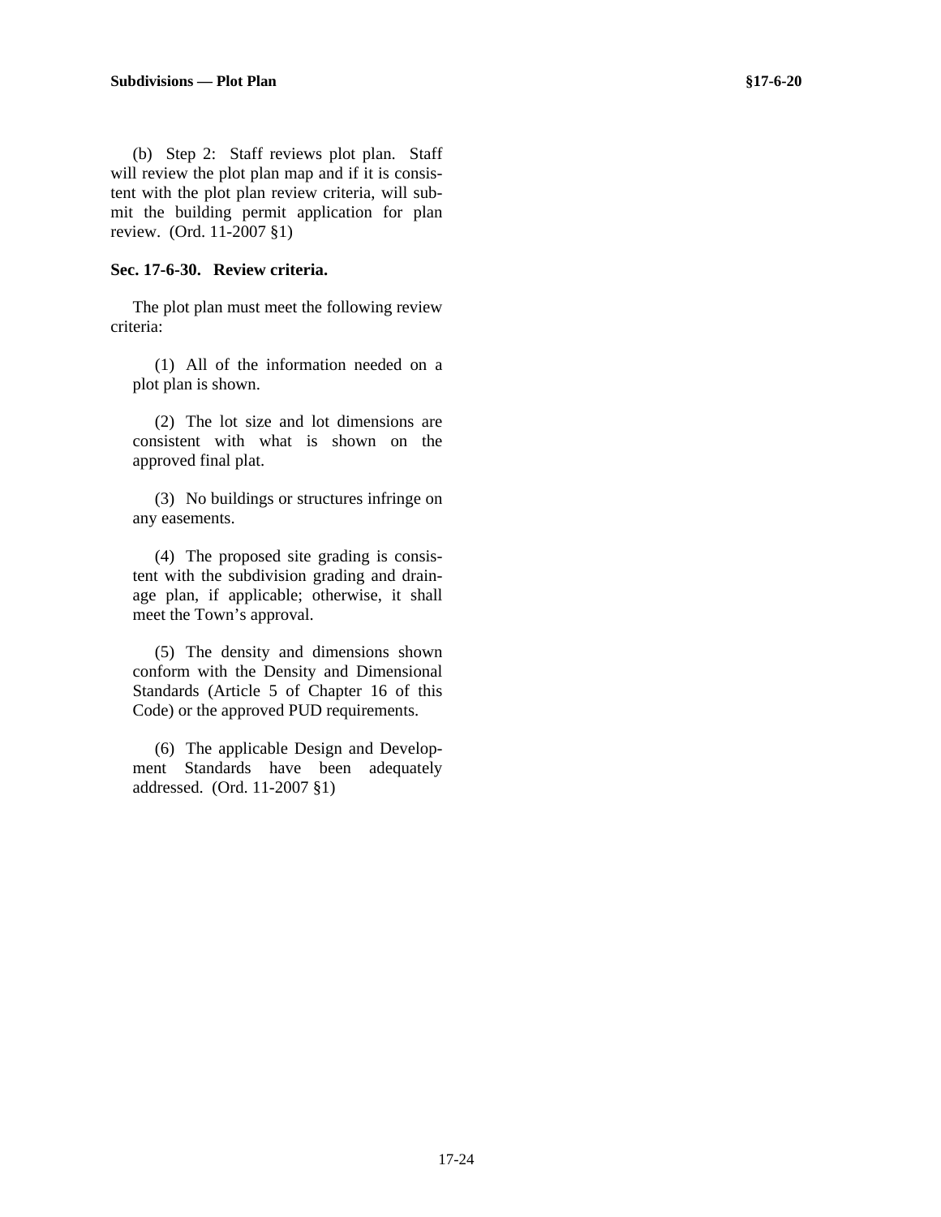(b) Step 2: Staff reviews plot plan. Staff will review the plot plan map and if it is consistent with the plot plan review criteria, will submit the building permit application for plan review. (Ord. 11-2007 §1)

**Sec. 17-6-30. Review criteria.**

The plot plan must meet the following review criteria:

(1) All of the information needed on a plot plan is shown.

(2) The lot size and lot dimensions are consistent with what is shown on the approved final plat.

(3) No buildings or structures infringe on any easements.

(4) The proposed site grading is consistent with the subdivision grading and drainage plan, if applicable; otherwise, it shall meet the Town's approval.

(5) The density and dimensions shown conform with the Density and Dimensional Standards (Article 5 of Chapter 16 of this Code) or the approved PUD requirements.

(6) The applicable Design and Development Standards have been adequately addressed. (Ord. 11-2007 §1)